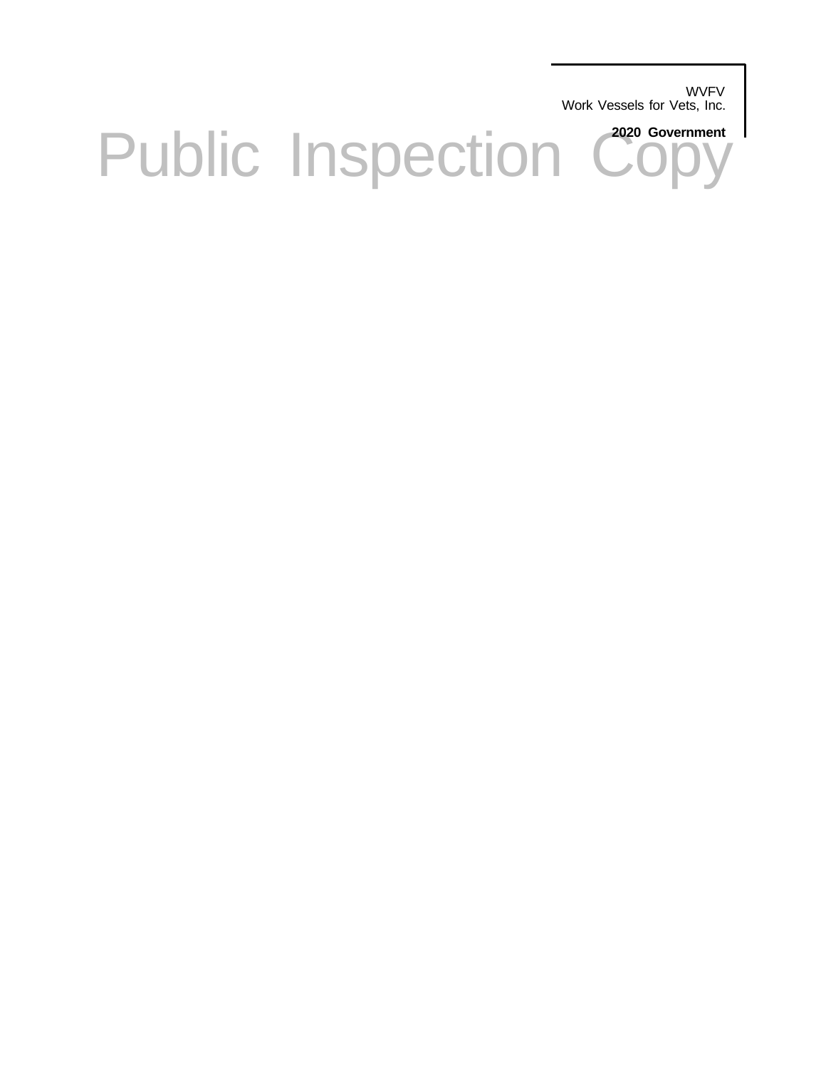WVFV
Work Vessels for Vets, Inc.

**2020 Government**

# Public Inspection Copy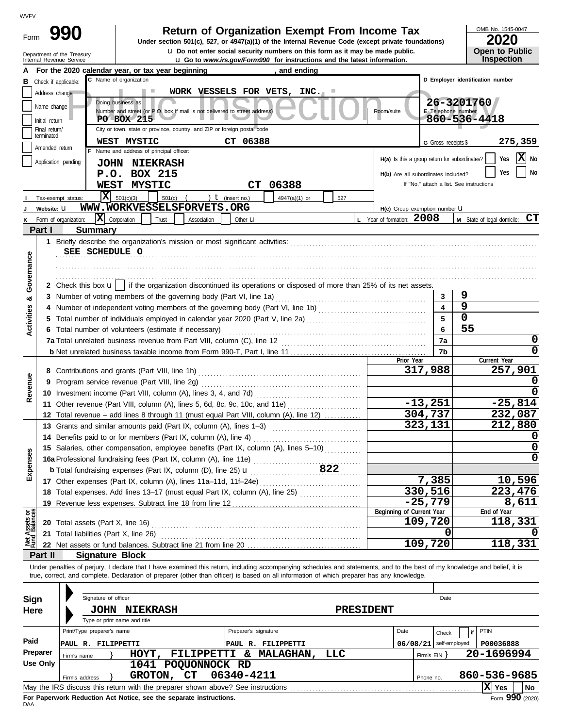WVFV

# Form 990 — Return of Organization Exempt From Income Tax

**Under section 501(c), 527, or 4947(a)(1) of the Internal Revenue Code (except private foundations)**

u Do not enter social security numbers on this form as it may be made public.

u Go to *www.irs.gov/Form990* for instructions and the latest information.

Department of the Treasury
Internal Revenue Service

OMB No. 1545-0047

**2020**

**Open to Public Inspection**

Public Inspection Copy

**A** For the 2020 calendar year, or tax year beginning , and ending

**B** Check if applicable:
- Address change
- Name change
- Initial return
- Final return/terminated
- Amended return
- Application pending

**C** Name of organization: WORK VESSELS FOR VETS, INC.

Doing business as

Number and street (or P.O. box if mail is not delivered to street address): PO BOX 215 — Room/suite

City or town, state or province, country, and ZIP or foreign postal code: WEST MYSTIC CT 06388

**D** Employer identification number: 26-3201760

**E** Telephone number: 860-536-4418

**G** Gross receipts $ 275,359

**F** Name and address of principal officer:
JOHN NIEKRASH
P.O. BOX 215
WEST MYSTIC CT 06388

**H(a)** Is this a group return for subordinates? Yes [ ] No [X]

**H(b)** Are all subordinates included? Yes [ ] No [ ]
If "No," attach a list. See instructions

**H(c)** Group exemption number u

**I** Tax-exempt status: [X] 501(c)(3) [ ] 501(c) ( ) t (insert no.) [ ] 4947(a)(1) or [ ] 527

**J** Website: u WWW.WORKVESSELSFORVETS.ORG

**K** Form of organization: [X] Corporation [ ] Trust [ ] Association [ ] Other u

**L** Year of formation: 2008

**M** State of legal domicile: CT

## Part I Summary

**Activities & Governance**

1 Briefly describe the organization's mission or most significant activities:
SEE SCHEDULE O

2 Check this box u [ ] if the organization discontinued its operations or disposed of more than 25% of its net assets.

| | | Line | Value |
|---|---|---|---|
| 3 | Number of voting members of the governing body (Part VI, line 1a) | 3 | 9 |
| 4 | Number of independent voting members of the governing body (Part VI, line 1b) | 4 | 9 |
| 5 | Total number of individuals employed in calendar year 2020 (Part V, line 2a) | 5 | 0 |
| 6 | Total number of volunteers (estimate if necessary) | 6 | 55 |
| 7a | Total unrelated business revenue from Part VIII, column (C), line 12 | 7a | 0 |
| b | Net unrelated business taxable income from Form 990-T, Part I, line 11 | 7b | 0 |

| | | Prior Year | Current Year |
|---|---|---|---|
| **Revenue** | | | |
| 8 | Contributions and grants (Part VIII, line 1h) | 317,988 | 257,901 |
| 9 | Program service revenue (Part VIII, line 2g) | | 0 |
| 10 | Investment income (Part VIII, column (A), lines 3, 4, and 7d) | | 0 |
| 11 | Other revenue (Part VIII, column (A), lines 5, 6d, 8c, 9c, 10c, and 11e) | -13,251 | -25,814 |
| 12 | Total revenue – add lines 8 through 11 (must equal Part VIII, column (A), line 12) | 304,737 | 232,087 |
| **Expenses** | | | |
| 13 | Grants and similar amounts paid (Part IX, column (A), lines 1–3) | 323,131 | 212,880 |
| 14 | Benefits paid to or for members (Part IX, column (A), line 4) | | 0 |
| 15 | Salaries, other compensation, employee benefits (Part IX, column (A), lines 5–10) | | 0 |
| 16a | Professional fundraising fees (Part IX, column (A), line 11e) | | 0 |
| b | Total fundraising expenses (Part IX, column (D), line 25) u 822 | | |
| 17 | Other expenses (Part IX, column (A), lines 11a–11d, 11f–24e) | 7,385 | 10,596 |
| 18 | Total expenses. Add lines 13–17 (must equal Part IX, column (A), line 25) | 330,516 | 223,476 |
| 19 | Revenue less expenses. Subtract line 18 from line 12 | -25,779 | 8,611 |

| **Net Assets or Fund Balances** | | Beginning of Current Year | End of Year |
|---|---|---|---|
| 20 | Total assets (Part X, line 16) | 109,720 | 118,331 |
| 21 | Total liabilities (Part X, line 26) | 0 | 0 |
| 22 | Net assets or fund balances. Subtract line 21 from line 20 | 109,720 | 118,331 |

## Part II Signature Block

Under penalties of perjury, I declare that I have examined this return, including accompanying schedules and statements, and to the best of my knowledge and belief, it is true, correct, and complete. Declaration of preparer (other than officer) is based on all information of which preparer has any knowledge.

**Sign Here**

Signature of officer — Date

JOHN NIEKRASH — PRESIDENT

Type or print name and title

**Paid Preparer Use Only**

| Print/Type preparer's name | Preparer's signature | Date | Check [ ] if self-employed | PTIN |
|---|---|---|---|---|
| PAUL R. FILIPPETTI | PAUL R. FILIPPETTI | 06/08/21 | | P00036888 |

Firm's name } HOYT, FILIPPETTI & MALAGHAN, LLC — Firm's EIN } 20-1696994

Firm's address } 1041 POQUONNOCK RD, GROTON, CT 06340-4211 — Phone no. 860-536-9685

May the IRS discuss this return with the preparer shown above? See instructions [X] Yes [ ] No

**For Paperwork Reduction Act Notice, see the separate instructions.**

DAA

Form **990** (2020)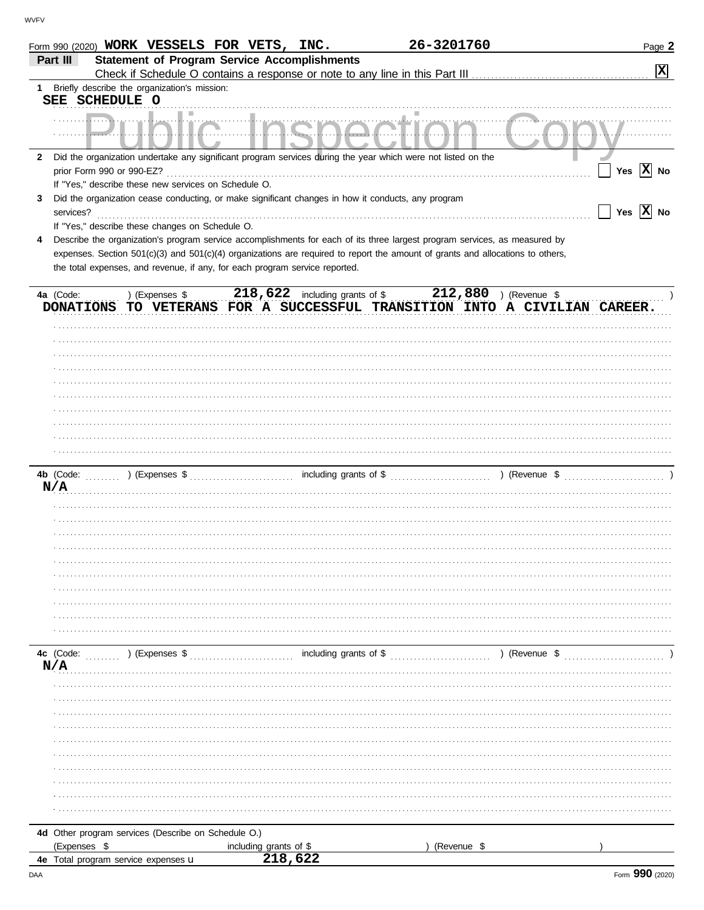Form 990 (2020) **WORK VESSELS FOR VETS, INC.** **26-3201760** Page **2**

## Part III Statement of Program Service Accomplishments

Check if Schedule O contains a response or note to any line in this Part III .......... **[X]**

**1** Briefly describe the organization's mission:

SEE SCHEDULE O

**2** Did the organization undertake any significant program services during the year which were not listed on the prior Form 990 or 990-EZ? .......... [ ] Yes [X] No

If "Yes," describe these new services on Schedule O.

**3** Did the organization cease conducting, or make significant changes in how it conducts, any program services? .......... [ ] Yes [X] No

If "Yes," describe these changes on Schedule O.

**4** Describe the organization's program service accomplishments for each of its three largest program services, as measured by expenses. Section 501(c)(3) and 501(c)(4) organizations are required to report the amount of grants and allocations to others, the total expenses, and revenue, if any, for each program service reported.

**4a** (Code: ) (Expenses $ 218,622 including grants of $ 212,880 ) (Revenue $ )

DONATIONS TO VETERANS FOR A SUCCESSFUL TRANSITION INTO A CIVILIAN CAREER.

**4b** (Code: ) (Expenses $ including grants of $ ) (Revenue $ )

N/A

**4c** (Code: ) (Expenses $ including grants of $ ) (Revenue $ )

N/A

**4d** Other program services (Describe on Schedule O.)

(Expenses $ including grants of $ ) (Revenue $ )

**4e** Total program service expenses u 218,622

DAA Form **990** (2020)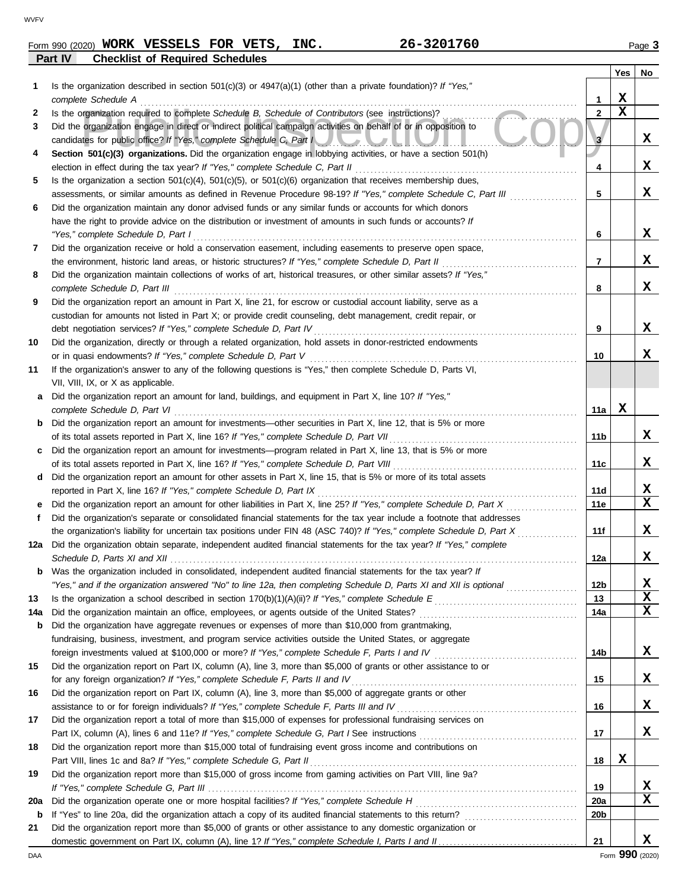Form 990 (2020) **WORK VESSELS FOR VETS, INC.** **26-3201760** Page **3**

## Part IV — Checklist of Required Schedules

| | | | Yes | No |
|---|---|---|---|---|
| **1** | Is the organization described in section 501(c)(3) or 4947(a)(1) (other than a private foundation)? *If "Yes," complete Schedule A* | 1 | X | |
| **2** | Is the organization required to complete *Schedule B, Schedule of Contributors* (see instructions)? | 2 | X | |
| **3** | Did the organization engage in direct or indirect political campaign activities on behalf of or in opposition to candidates for public office? *If "Yes," complete Schedule C, Part I* | 3 | | X |
| **4** | **Section 501(c)(3) organizations.** Did the organization engage in lobbying activities, or have a section 501(h) election in effect during the tax year? *If "Yes," complete Schedule C, Part II* | 4 | | X |
| **5** | Is the organization a section 501(c)(4), 501(c)(5), or 501(c)(6) organization that receives membership dues, assessments, or similar amounts as defined in Revenue Procedure 98-19? *If "Yes," complete Schedule C, Part III* | 5 | | X |
| **6** | Did the organization maintain any donor advised funds or any similar funds or accounts for which donors have the right to provide advice on the distribution or investment of amounts in such funds or accounts? *If "Yes," complete Schedule D, Part I* | 6 | | X |
| **7** | Did the organization receive or hold a conservation easement, including easements to preserve open space, the environment, historic land areas, or historic structures? *If "Yes," complete Schedule D, Part II* | 7 | | X |
| **8** | Did the organization maintain collections of works of art, historical treasures, or other similar assets? *If "Yes," complete Schedule D, Part III* | 8 | | X |
| **9** | Did the organization report an amount in Part X, line 21, for escrow or custodial account liability, serve as a custodian for amounts not listed in Part X; or provide credit counseling, debt management, credit repair, or debt negotiation services? *If "Yes," complete Schedule D, Part IV* | 9 | | X |
| **10** | Did the organization, directly or through a related organization, hold assets in donor-restricted endowments or in quasi endowments? *If "Yes," complete Schedule D, Part V* | 10 | | X |
| **11** | If the organization's answer to any of the following questions is "Yes," then complete Schedule D, Parts VI, VII, VIII, IX, or X as applicable. | | | |
| **a** | Did the organization report an amount for land, buildings, and equipment in Part X, line 10? *If "Yes," complete Schedule D, Part VI* | 11a | X | |
| **b** | Did the organization report an amount for investments—other securities in Part X, line 12, that is 5% or more of its total assets reported in Part X, line 16? *If "Yes," complete Schedule D, Part VII* | 11b | | X |
| **c** | Did the organization report an amount for investments—program related in Part X, line 13, that is 5% or more of its total assets reported in Part X, line 16? *If "Yes," complete Schedule D, Part VIII* | 11c | | X |
| **d** | Did the organization report an amount for other assets in Part X, line 15, that is 5% or more of its total assets reported in Part X, line 16? *If "Yes," complete Schedule D, Part IX* | 11d | | X |
| **e** | Did the organization report an amount for other liabilities in Part X, line 25? *If "Yes," complete Schedule D, Part X* | 11e | | X |
| **f** | Did the organization's separate or consolidated financial statements for the tax year include a footnote that addresses the organization's liability for uncertain tax positions under FIN 48 (ASC 740)? *If "Yes," complete Schedule D, Part X* | 11f | | X |
| **12a** | Did the organization obtain separate, independent audited financial statements for the tax year? *If "Yes," complete Schedule D, Parts XI and XII* | 12a | | X |
| **b** | Was the organization included in consolidated, independent audited financial statements for the tax year? *If "Yes," and if the organization answered "No" to line 12a, then completing Schedule D, Parts XI and XII is optional* | 12b | | X |
| **13** | Is the organization a school described in section 170(b)(1)(A)(ii)? *If "Yes," complete Schedule E* | 13 | | X |
| **14a** | Did the organization maintain an office, employees, or agents outside of the United States? | 14a | | X |
| **b** | Did the organization have aggregate revenues or expenses of more than $10,000 from grantmaking, fundraising, business, investment, and program service activities outside the United States, or aggregate foreign investments valued at $100,000 or more? *If "Yes," complete Schedule F, Parts I and IV* | 14b | | X |
| **15** | Did the organization report on Part IX, column (A), line 3, more than $5,000 of grants or other assistance to or for any foreign organization? *If "Yes," complete Schedule F, Parts II and IV* | 15 | | X |
| **16** | Did the organization report on Part IX, column (A), line 3, more than $5,000 of aggregate grants or other assistance to or for foreign individuals? *If "Yes," complete Schedule F, Parts III and IV* | 16 | | X |
| **17** | Did the organization report a total of more than $15,000 of expenses for professional fundraising services on Part IX, column (A), lines 6 and 11e? *If "Yes," complete Schedule G, Part I* See instructions | 17 | | X |
| **18** | Did the organization report more than $15,000 total of fundraising event gross income and contributions on Part VIII, lines 1c and 8a? *If "Yes," complete Schedule G, Part II* | 18 | X | |
| **19** | Did the organization report more than $15,000 of gross income from gaming activities on Part VIII, line 9a? *If "Yes," complete Schedule G, Part III* | 19 | | X |
| **20a** | Did the organization operate one or more hospital facilities? *If "Yes," complete Schedule H* | 20a | | X |
| **b** | If "Yes" to line 20a, did the organization attach a copy of its audited financial statements to this return? | 20b | | |
| **21** | Did the organization report more than $5,000 of grants or other assistance to any domestic organization or domestic government on Part IX, column (A), line 1? *If "Yes," complete Schedule I, Parts I and II* | 21 | | X |

Form **990** (2020)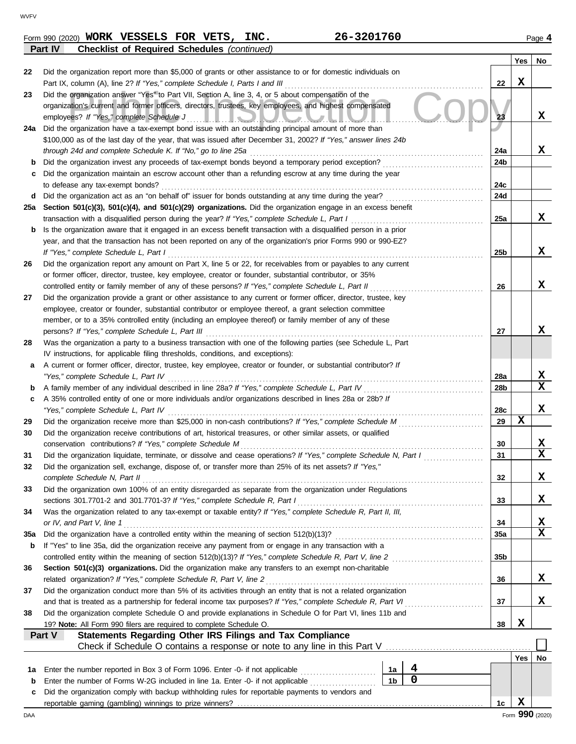Form 990 (2020) **WORK VESSELS FOR VETS, INC.** **26-3201760** Page **4**

**Part IV** **Checklist of Required Schedules** *(continued)*

| | | | Yes | No |
|---|---|---|---|---|
| **22** | Did the organization report more than $5,000 of grants or other assistance to or for domestic individuals on Part IX, column (A), line 2? *If "Yes," complete Schedule I, Parts I and III* | 22 | X | |
| **23** | Did the organization answer "Yes" to Part VII, Section A, line 3, 4, or 5 about compensation of the organization's current and former officers, directors, trustees, key employees, and highest compensated employees? *If "Yes," complete Schedule J* | 23 | | X |
| **24a** | Did the organization have a tax-exempt bond issue with an outstanding principal amount of more than $100,000 as of the last day of the year, that was issued after December 31, 2002? *If "Yes," answer lines 24b through 24d and complete Schedule K. If "No," go to line 25a* | 24a | | X |
| **b** | Did the organization invest any proceeds of tax-exempt bonds beyond a temporary period exception? | 24b | | |
| **c** | Did the organization maintain an escrow account other than a refunding escrow at any time during the year to defease any tax-exempt bonds? | 24c | | |
| **d** | Did the organization act as an "on behalf of" issuer for bonds outstanding at any time during the year? | 24d | | |
| **25a** | **Section 501(c)(3), 501(c)(4), and 501(c)(29) organizations.** Did the organization engage in an excess benefit transaction with a disqualified person during the year? *If "Yes," complete Schedule L, Part I* | 25a | | X |
| **b** | Is the organization aware that it engaged in an excess benefit transaction with a disqualified person in a prior year, and that the transaction has not been reported on any of the organization's prior Forms 990 or 990-EZ? *If "Yes," complete Schedule L, Part I* | 25b | | X |
| **26** | Did the organization report any amount on Part X, line 5 or 22, for receivables from or payables to any current or former officer, director, trustee, key employee, creator or founder, substantial contributor, or 35% controlled entity or family member of any of these persons? *If "Yes," complete Schedule L, Part II* | 26 | | X |
| **27** | Did the organization provide a grant or other assistance to any current or former officer, director, trustee, key employee, creator or founder, substantial contributor or employee thereof, a grant selection committee member, or to a 35% controlled entity (including an employee thereof) or family member of any of these persons? *If "Yes," complete Schedule L, Part III* | 27 | | X |
| **28** | Was the organization a party to a business transaction with one of the following parties (see Schedule L, Part IV instructions, for applicable filing thresholds, conditions, and exceptions): | | | |
| **a** | A current or former officer, director, trustee, key employee, creator or founder, or substantial contributor? *If "Yes," complete Schedule L, Part IV* | 28a | | X |
| **b** | A family member of any individual described in line 28a? *If "Yes," complete Schedule L, Part IV* | 28b | | X |
| **c** | A 35% controlled entity of one or more individuals and/or organizations described in lines 28a or 28b? *If "Yes," complete Schedule L, Part IV* | 28c | | X |
| **29** | Did the organization receive more than $25,000 in non-cash contributions? *If "Yes," complete Schedule M* | 29 | X | |
| **30** | Did the organization receive contributions of art, historical treasures, or other similar assets, or qualified conservation contributions? *If "Yes," complete Schedule M* | 30 | | X |
| **31** | Did the organization liquidate, terminate, or dissolve and cease operations? *If "Yes," complete Schedule N, Part I* | 31 | | X |
| **32** | Did the organization sell, exchange, dispose of, or transfer more than 25% of its net assets? *If "Yes," complete Schedule N, Part II* | 32 | | X |
| **33** | Did the organization own 100% of an entity disregarded as separate from the organization under Regulations sections 301.7701-2 and 301.7701-3? *If "Yes," complete Schedule R, Part I* | 33 | | X |
| **34** | Was the organization related to any tax-exempt or taxable entity? *If "Yes," complete Schedule R, Part II, III, or IV, and Part V, line 1* | 34 | | X |
| **35a** | Did the organization have a controlled entity within the meaning of section 512(b)(13)? | 35a | | X |
| **b** | If "Yes" to line 35a, did the organization receive any payment from or engage in any transaction with a controlled entity within the meaning of section 512(b)(13)? *If "Yes," complete Schedule R, Part V, line 2* | 35b | | |
| **36** | **Section 501(c)(3) organizations.** Did the organization make any transfers to an exempt non-charitable related organization? *If "Yes," complete Schedule R, Part V, line 2* | 36 | | X |
| **37** | Did the organization conduct more than 5% of its activities through an entity that is not a related organization and that is treated as a partnership for federal income tax purposes? *If "Yes," complete Schedule R, Part VI* | 37 | | X |
| **38** | Did the organization complete Schedule O and provide explanations in Schedule O for Part VI, lines 11b and 19? **Note:** All Form 990 filers are required to complete Schedule O. | 38 | X | |

**Part V** **Statements Regarding Other IRS Filings and Tax Compliance**

Check if Schedule O contains a response or note to any line in this Part V ☐

| | | | | | Yes | No |
|---|---|---|---|---|---|---|
| **1a** | Enter the number reported in Box 3 of Form 1096. Enter -0- if not applicable | 1a | 4 | | | |
| **b** | Enter the number of Forms W-2G included in line 1a. Enter -0- if not applicable | 1b | 0 | | | |
| **c** | Did the organization comply with backup withholding rules for reportable payments to vendors and reportable gaming (gambling) winnings to prize winners? | | | 1c | X | |

Form **990** (2020)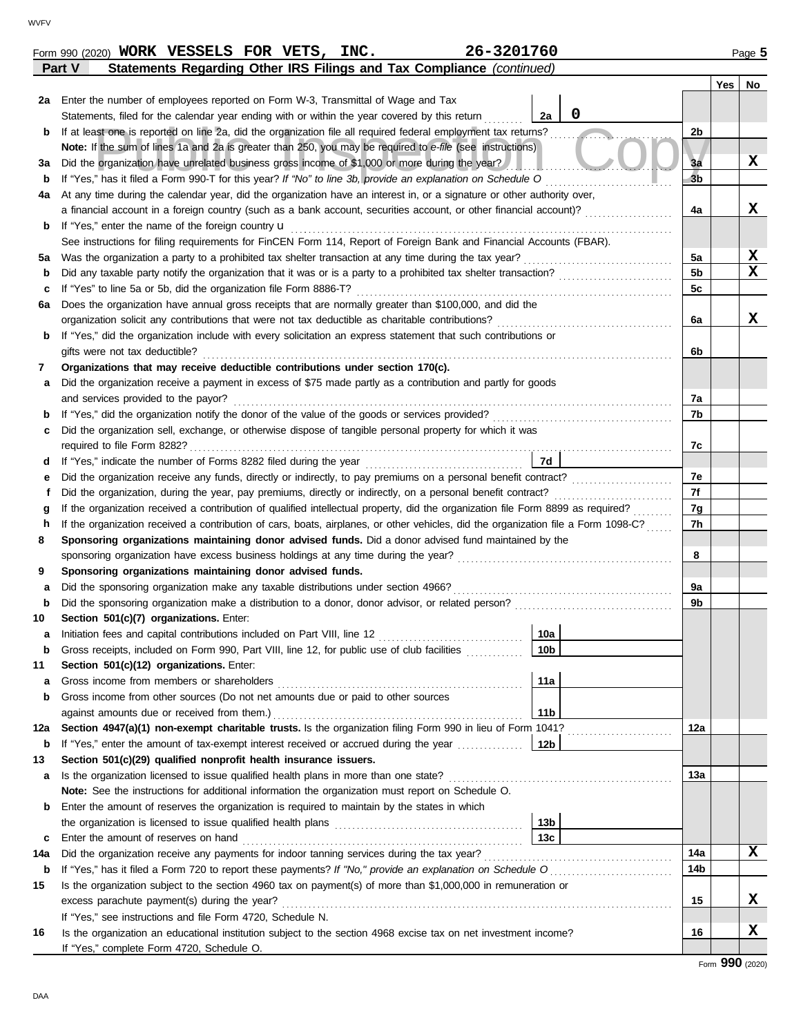Form 990 (2020) **WORK VESSELS FOR VETS, INC.** **26-3201760** Page **5**

## Part V Statements Regarding Other IRS Filings and Tax Compliance *(continued)*

| | | | | Line | Yes | No |
|---|---|---|---|---|---|---|
| **2a** | Enter the number of employees reported on Form W-3, Transmittal of Wage and Tax Statements, filed for the calendar year ending with or within the year covered by this return | 2a | 0 | | | |
| **b** | If at least one is reported on line 2a, did the organization file all required federal employment tax returns? | | | 2b | | |
| | **Note:** If the sum of lines 1a and 2a is greater than 250, you may be required to *e-file* (see instructions) | | | | | |
| **3a** | Did the organization have unrelated business gross income of $1,000 or more during the year? | | | 3a | | X |
| **b** | If "Yes," has it filed a Form 990-T for this year? *If "No" to line 3b, provide an explanation on Schedule O* | | | 3b | | |
| **4a** | At any time during the calendar year, did the organization have an interest in, or a signature or other authority over, a financial account in a foreign country (such as a bank account, securities account, or other financial account)? | | | 4a | | X |
| **b** | If "Yes," enter the name of the foreign country u | | | | | |
| | See instructions for filing requirements for FinCEN Form 114, Report of Foreign Bank and Financial Accounts (FBAR). | | | | | |
| **5a** | Was the organization a party to a prohibited tax shelter transaction at any time during the tax year? | | | 5a | | X |
| **b** | Did any taxable party notify the organization that it was or is a party to a prohibited tax shelter transaction? | | | 5b | | X |
| **c** | If "Yes" to line 5a or 5b, did the organization file Form 8886-T? | | | 5c | | |
| **6a** | Does the organization have annual gross receipts that are normally greater than $100,000, and did the organization solicit any contributions that were not tax deductible as charitable contributions? | | | 6a | | X |
| **b** | If "Yes," did the organization include with every solicitation an express statement that such contributions or gifts were not tax deductible? | | | 6b | | |
| **7** | **Organizations that may receive deductible contributions under section 170(c).** | | | | | |
| **a** | Did the organization receive a payment in excess of $75 made partly as a contribution and partly for goods and services provided to the payor? | | | 7a | | |
| **b** | If "Yes," did the organization notify the donor of the value of the goods or services provided? | | | 7b | | |
| **c** | Did the organization sell, exchange, or otherwise dispose of tangible personal property for which it was required to file Form 8282? | | | 7c | | |
| **d** | If "Yes," indicate the number of Forms 8282 filed during the year | 7d | | | | |
| **e** | Did the organization receive any funds, directly or indirectly, to pay premiums on a personal benefit contract? | | | 7e | | |
| **f** | Did the organization, during the year, pay premiums, directly or indirectly, on a personal benefit contract? | | | 7f | | |
| **g** | If the organization received a contribution of qualified intellectual property, did the organization file Form 8899 as required? | | | 7g | | |
| **h** | If the organization received a contribution of cars, boats, airplanes, or other vehicles, did the organization file a Form 1098-C? | | | 7h | | |
| **8** | **Sponsoring organizations maintaining donor advised funds.** Did a donor advised fund maintained by the sponsoring organization have excess business holdings at any time during the year? | | | 8 | | |
| **9** | **Sponsoring organizations maintaining donor advised funds.** | | | | | |
| **a** | Did the sponsoring organization make any taxable distributions under section 4966? | | | 9a | | |
| **b** | Did the sponsoring organization make a distribution to a donor, donor advisor, or related person? | | | 9b | | |
| **10** | **Section 501(c)(7) organizations.** Enter: | | | | | |
| **a** | Initiation fees and capital contributions included on Part VIII, line 12 | 10a | | | | |
| **b** | Gross receipts, included on Form 990, Part VIII, line 12, for public use of club facilities | 10b | | | | |
| **11** | **Section 501(c)(12) organizations.** Enter: | | | | | |
| **a** | Gross income from members or shareholders | 11a | | | | |
| **b** | Gross income from other sources (Do not net amounts due or paid to other sources against amounts due or received from them.) | 11b | | | | |
| **12a** | **Section 4947(a)(1) non-exempt charitable trusts.** Is the organization filing Form 990 in lieu of Form 1041? | | | 12a | | |
| **b** | If "Yes," enter the amount of tax-exempt interest received or accrued during the year | 12b | | | | |
| **13** | **Section 501(c)(29) qualified nonprofit health insurance issuers.** | | | | | |
| **a** | Is the organization licensed to issue qualified health plans in more than one state? | | | 13a | | |
| | **Note:** See the instructions for additional information the organization must report on Schedule O. | | | | | |
| **b** | Enter the amount of reserves the organization is required to maintain by the states in which the organization is licensed to issue qualified health plans | 13b | | | | |
| **c** | Enter the amount of reserves on hand | 13c | | | | |
| **14a** | Did the organization receive any payments for indoor tanning services during the tax year? | | | 14a | | X |
| **b** | If "Yes," has it filed a Form 720 to report these payments? *If "No," provide an explanation on Schedule O* | | | 14b | | |
| **15** | Is the organization subject to the section 4960 tax on payment(s) of more than $1,000,000 in remuneration or excess parachute payment(s) during the year? | | | 15 | | X |
| | If "Yes," see instructions and file Form 4720, Schedule N. | | | | | |
| **16** | Is the organization an educational institution subject to the section 4968 excise tax on net investment income? | | | 16 | | X |
| | If "Yes," complete Form 4720, Schedule O. | | | | | |

Form **990** (2020)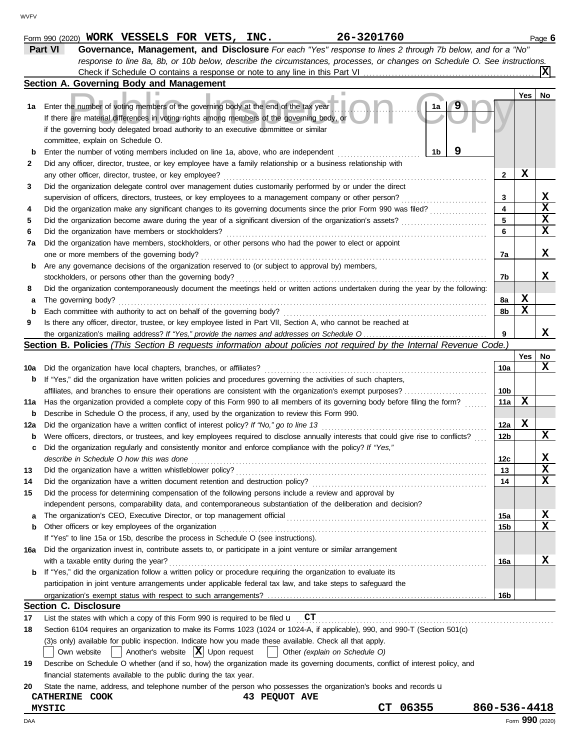Form 990 (2020) **WORK VESSELS FOR VETS, INC.** **26-3201760** Page **6**

## Part VI Governance, Management, and Disclosure

*For each "Yes" response to lines 2 through 7b below, and for a "No" response to line 8a, 8b, or 10b below, describe the circumstances, processes, or changes on Schedule O. See instructions.*

Check if Schedule O contains a response or note to any line in this Part VI .......... **[X]**

### Section A. Governing Body and Management

| | | | | Yes | No |
|---|---|---|---|---|---|
| **1a** | Enter the number of voting members of the governing body at the end of the tax year. If there are material differences in voting rights among members of the governing body, or if the governing body delegated broad authority to an executive committee or similar committee, explain on Schedule O. | 1a | 9 | | |
| **b** | Enter the number of voting members included on line 1a, above, who are independent | 1b | 9 | | |
| **2** | Did any officer, director, trustee, or key employee have a family relationship or a business relationship with any other officer, director, trustee, or key employee? | 2 | | X | |
| **3** | Did the organization delegate control over management duties customarily performed by or under the direct supervision of officers, directors, trustees, or key employees to a management company or other person? | 3 | | | X |
| **4** | Did the organization make any significant changes to its governing documents since the prior Form 990 was filed? | 4 | | | X |
| **5** | Did the organization become aware during the year of a significant diversion of the organization's assets? | 5 | | | X |
| **6** | Did the organization have members or stockholders? | 6 | | | X |
| **7a** | Did the organization have members, stockholders, or other persons who had the power to elect or appoint one or more members of the governing body? | 7a | | | X |
| **b** | Are any governance decisions of the organization reserved to (or subject to approval by) members, stockholders, or persons other than the governing body? | 7b | | | X |
| **8** | Did the organization contemporaneously document the meetings held or written actions undertaken during the year by the following: | | | | |
| **a** | The governing body? | 8a | | X | |
| **b** | Each committee with authority to act on behalf of the governing body? | 8b | | X | |
| **9** | Is there any officer, director, trustee, or key employee listed in Part VII, Section A, who cannot be reached at the organization's mailing address? *If "Yes," provide the names and addresses on Schedule O* | 9 | | | X |

### Section B. Policies *(This Section B requests information about policies not required by the Internal Revenue Code.)*

| | | | Yes | No |
|---|---|---|---|---|
| **10a** | Did the organization have local chapters, branches, or affiliates? | 10a | | X |
| **b** | If "Yes," did the organization have written policies and procedures governing the activities of such chapters, affiliates, and branches to ensure their operations are consistent with the organization's exempt purposes? | 10b | | |
| **11a** | Has the organization provided a complete copy of this Form 990 to all members of its governing body before filing the form? | 11a | X | |
| **b** | Describe in Schedule O the process, if any, used by the organization to review this Form 990. | | | |
| **12a** | Did the organization have a written conflict of interest policy? *If "No," go to line 13* | 12a | X | |
| **b** | Were officers, directors, or trustees, and key employees required to disclose annually interests that could give rise to conflicts? | 12b | | X |
| **c** | Did the organization regularly and consistently monitor and enforce compliance with the policy? *If "Yes," describe in Schedule O how this was done* | 12c | | X |
| **13** | Did the organization have a written whistleblower policy? | 13 | | X |
| **14** | Did the organization have a written document retention and destruction policy? | 14 | | X |
| **15** | Did the process for determining compensation of the following persons include a review and approval by independent persons, comparability data, and contemporaneous substantiation of the deliberation and decision? | | | |
| **a** | The organization's CEO, Executive Director, or top management official | 15a | | X |
| **b** | Other officers or key employees of the organization | 15b | | X |
| | If "Yes" to line 15a or 15b, describe the process in Schedule O (see instructions). | | | |
| **16a** | Did the organization invest in, contribute assets to, or participate in a joint venture or similar arrangement with a taxable entity during the year? | 16a | | X |
| **b** | If "Yes," did the organization follow a written policy or procedure requiring the organization to evaluate its participation in joint venture arrangements under applicable federal tax law, and take steps to safeguard the organization's exempt status with respect to such arrangements? | 16b | | |

### Section C. Disclosure

**17** List the states with which a copy of this Form 990 is required to be filed u **CT**

**18** Section 6104 requires an organization to make its Forms 1023 (1024 or 1024-A, if applicable), 990, and 990-T (Section 501(c)(3)s only) available for public inspection. Indicate how you made these available. Check all that apply.

[ ] Own website [ ] Another's website [X] Upon request [ ] Other *(explain on Schedule O)*

**19** Describe on Schedule O whether (and if so, how) the organization made its governing documents, conflict of interest policy, and financial statements available to the public during the tax year.

**20** State the name, address, and telephone number of the person who possesses the organization's books and records u

**CATHERINE COOK** **43 PEQUOT AVE**
**MYSTIC** **CT 06355** **860-536-4418**

DAA Form **990** (2020)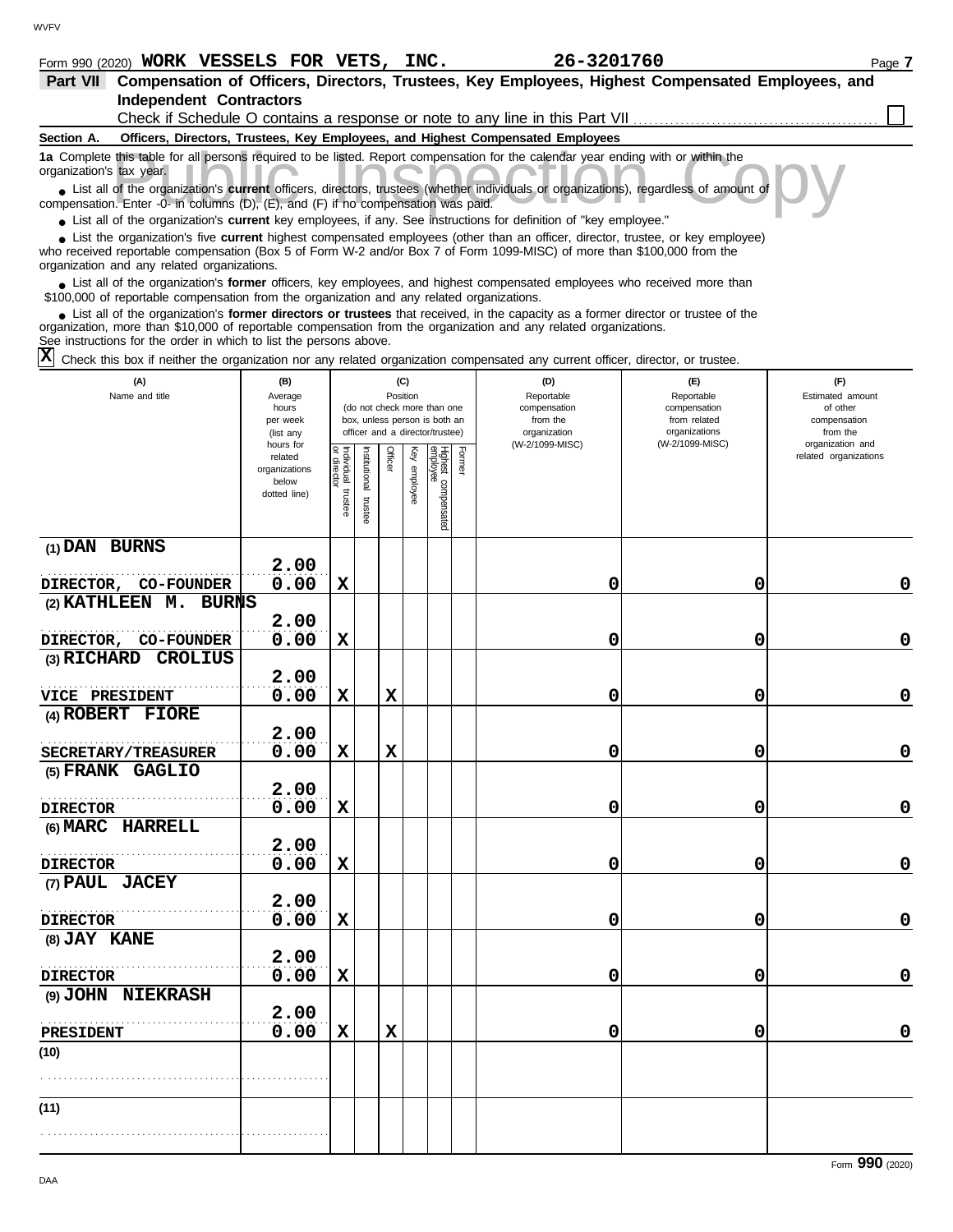Form 990 (2020) **WORK VESSELS FOR VETS, INC.** **26-3201760** Page **7**

## Part VII Compensation of Officers, Directors, Trustees, Key Employees, Highest Compensated Employees, and Independent Contractors

Check if Schedule O contains a response or note to any line in this Part VII ☐

### Section A. Officers, Directors, Trustees, Key Employees, and Highest Compensated Employees

**1a** Complete this table for all persons required to be listed. Report compensation for the calendar year ending with or within the organization's tax year.

- List all of the organization's **current** officers, directors, trustees (whether individuals or organizations), regardless of amount of compensation. Enter -0- in columns (D), (E), and (F) if no compensation was paid.
- List all of the organization's **current** key employees, if any. See instructions for definition of "key employee."
- List the organization's five **current** highest compensated employees (other than an officer, director, trustee, or key employee) who received reportable compensation (Box 5 of Form W-2 and/or Box 7 of Form 1099-MISC) of more than $100,000 from the organization and any related organizations.
- List all of the organization's **former** officers, key employees, and highest compensated employees who received more than $100,000 of reportable compensation from the organization and any related organizations.
- List all of the organization's **former directors or trustees** that received, in the capacity as a former director or trustee of the organization, more than $10,000 of reportable compensation from the organization and any related organizations.

See instructions for the order in which to list the persons above.

☒ Check this box if neither the organization nor any related organization compensated any current officer, director, or trustee.

| (A) Name and title | (B) Average hours per week (list any hours for related organizations below dotted line) | (C) Position: Individual trustee or director | Institutional trustee | Officer | Key employee | Highest compensated employee | Former | (D) Reportable compensation from the organization (W-2/1099-MISC) | (E) Reportable compensation from related organizations (W-2/1099-MISC) | (F) Estimated amount of other compensation from the organization and related organizations |
|---|---|---|---|---|---|---|---|---|---|---|
| (1) DAN BURNS<br>DIRECTOR, CO-FOUNDER | 2.00<br>0.00 | X | | | | | | 0 | 0 | 0 |
| (2) KATHLEEN M. BURNS<br>DIRECTOR, CO-FOUNDER | 2.00<br>0.00 | X | | | | | | 0 | 0 | 0 |
| (3) RICHARD CROLIUS<br>VICE PRESIDENT | 2.00<br>0.00 | X | | X | | | | 0 | 0 | 0 |
| (4) ROBERT FIORE<br>SECRETARY/TREASURER | 2.00<br>0.00 | X | | X | | | | 0 | 0 | 0 |
| (5) FRANK GAGLIO<br>DIRECTOR | 2.00<br>0.00 | X | | | | | | 0 | 0 | 0 |
| (6) MARC HARRELL<br>DIRECTOR | 2.00<br>0.00 | X | | | | | | 0 | 0 | 0 |
| (7) PAUL JACEY<br>DIRECTOR | 2.00<br>0.00 | X | | | | | | 0 | 0 | 0 |
| (8) JAY KANE<br>DIRECTOR | 2.00<br>0.00 | X | | | | | | 0 | 0 | 0 |
| (9) JOHN NIEKRASH<br>PRESIDENT | 2.00<br>0.00 | X | | X | | | | 0 | 0 | 0 |
| (10) | | | | | | | | | | |
| (11) | | | | | | | | | | |

Form **990** (2020)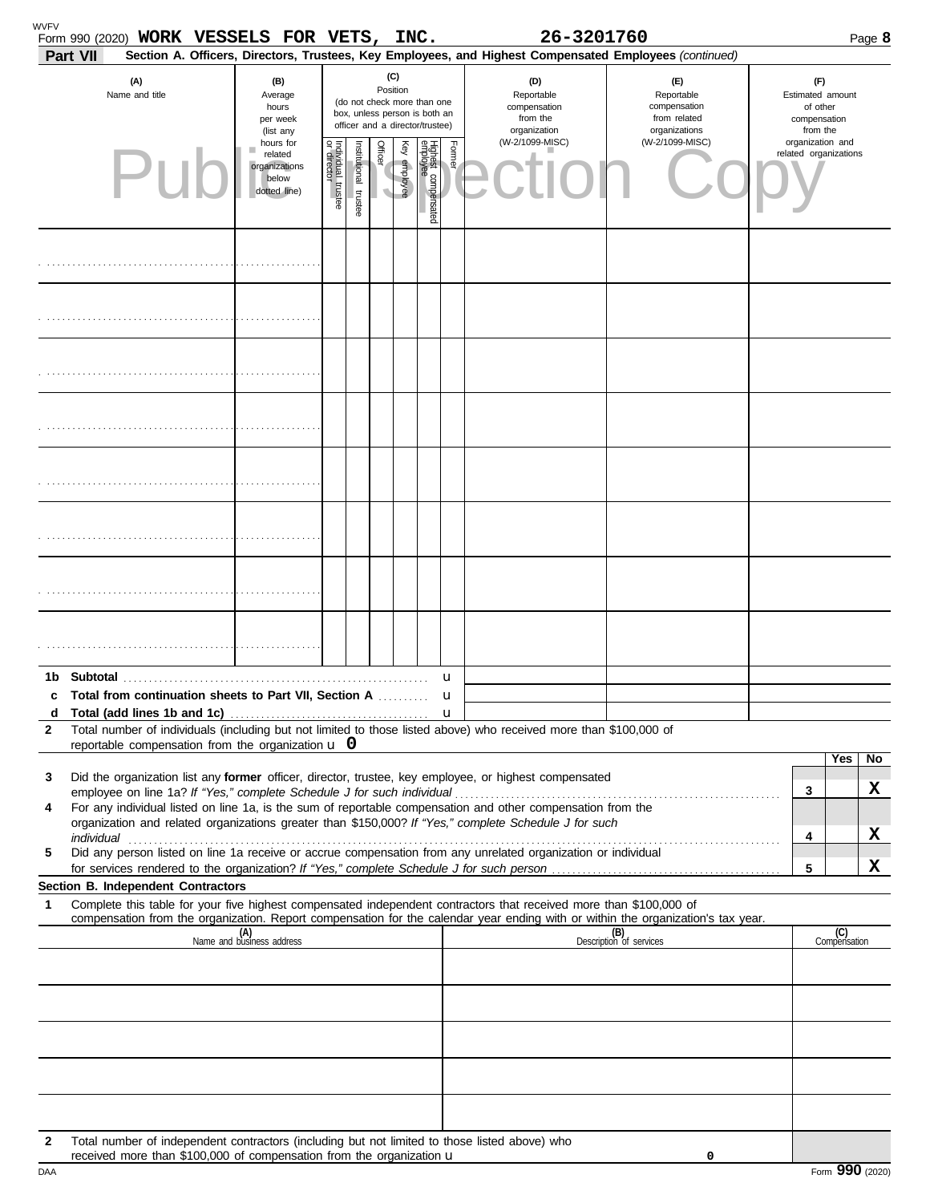Form 990 (2020) **WORK VESSELS FOR VETS, INC.** **26-3201760** Page **8**

**Part VII** **Section A. Officers, Directors, Trustees, Key Employees, and Highest Compensated Employees** *(continued)*

| (A) Name and title | (B) Average hours per week (list any hours for related organizations below dotted line) | (C) Position: Individual trustee or director | Institutional trustee | Officer | Key employee | Highest compensated employee | Former | (D) Reportable compensation from the organization (W-2/1099-MISC) | (E) Reportable compensation from related organizations (W-2/1099-MISC) | (F) Estimated amount of other compensation from the organization and related organizations |
|---|---|---|---|---|---|---|---|---|---|---|
| | | | | | | | | | | |
| | | | | | | | | | | |
| | | | | | | | | | | |
| | | | | | | | | | | |
| | | | | | | | | | | |
| | | | | | | | | | | |
| | | | | | | | | | | |
| | | | | | | | | | | |

**1b Subtotal** ▶

**c Total from continuation sheets to Part VII, Section A** ▶

**d Total (add lines 1b and 1c)** ▶

**2** Total number of individuals (including but not limited to those listed above) who received more than $100,000 of reportable compensation from the organization ▶ 0

| | | | Yes | No |
|---|---|---|---|---|
| 3 | Did the organization list any **former** officer, director, trustee, key employee, or highest compensated employee on line 1a? *If "Yes," complete Schedule J for such individual* | 3 | | X |
| 4 | For any individual listed on line 1a, is the sum of reportable compensation and other compensation from the organization and related organizations greater than $150,000? *If "Yes," complete Schedule J for such individual* | 4 | | X |
| 5 | Did any person listed on line 1a receive or accrue compensation from any unrelated organization or individual for services rendered to the organization? *If "Yes," complete Schedule J for such person* | 5 | | X |

**Section B. Independent Contractors**

**1** Complete this table for your five highest compensated independent contractors that received more than $100,000 of compensation from the organization. Report compensation for the calendar year ending with or within the organization's tax year.

| (A) Name and business address | (B) Description of services | (C) Compensation |
|---|---|---|
| | | |
| | | |
| | | |
| | | |
| | | |

**2** Total number of independent contractors (including but not limited to those listed above) who received more than $100,000 of compensation from the organization ▶ 0

Form **990** (2020)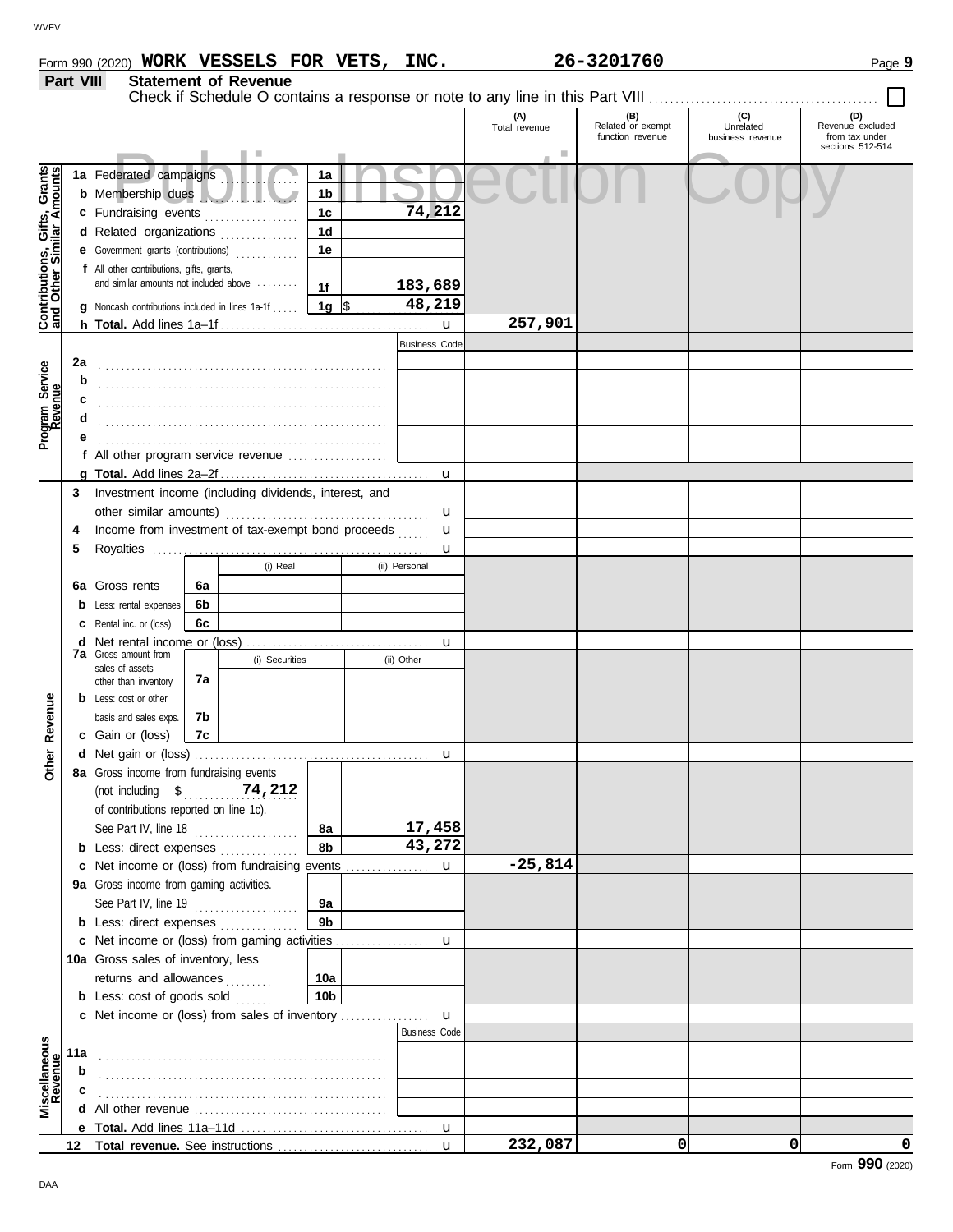Form 990 (2020) **WORK VESSELS FOR VETS, INC.** **26-3201760**

## Part VIII Statement of Revenue

Check if Schedule O contains a response or note to any line in this Part VIII ☐

Public Inspection Copy

| | | | | (A) Total revenue | (B) Related or exempt function revenue | (C) Unrelated business revenue | (D) Revenue excluded from tax under sections 512-514 |
|---|---|---|---|---|---|---|---|
| **Contributions, Gifts, Grants and Other Similar Amounts** | **1a** Federated campaigns | 1a | | | | | |
| | **b** Membership dues | 1b | | | | | |
| | **c** Fundraising events | 1c | 74,212 | | | | |
| | **d** Related organizations | 1d | | | | | |
| | **e** Government grants (contributions) | 1e | | | | | |
| | **f** All other contributions, gifts, grants, and similar amounts not included above | 1f | 183,689 | | | | |
| | **g** Noncash contributions included in lines 1a-1f | 1g | $ 48,219 | | | | |
| | **h Total.** Add lines 1a–1f | | u | 257,901 | | | |
| **Program Service Revenue** | | | Business Code | | | | |
| | **2a** | | | | | | |
| | **b** | | | | | | |
| | **c** | | | | | | |
| | **d** | | | | | | |
| | **e** | | | | | | |
| | **f** All other program service revenue | | | | | | |
| | **g Total.** Add lines 2a–2f | | u | | | | |
| **Other Revenue** | **3** Investment income (including dividends, interest, and other similar amounts) | | u | | | | |
| | **4** Income from investment of tax-exempt bond proceeds | | u | | | | |
| | **5** Royalties | | u | | | | |
| | | (i) Real | (ii) Personal | | | | |
| | **6a** Gross rents — 6a | | | | | | |
| | **b** Less: rental expenses — 6b | | | | | | |
| | **c** Rental inc. or (loss) — 6c | | | | | | |
| | **d** Net rental income or (loss) | | u | | | | |
| | | (i) Securities | (ii) Other | | | | |
| | **7a** Gross amount from sales of assets other than inventory — 7a | | | | | | |
| | **b** Less: cost or other basis and sales exps. — 7b | | | | | | |
| | **c** Gain or (loss) — 7c | | | | | | |
| | **d** Net gain or (loss) | | u | | | | |
| | **8a** Gross income from fundraising events (not including $ 74,212 of contributions reported on line 1c). See Part IV, line 18 | 8a | 17,458 | | | | |
| | **b** Less: direct expenses | 8b | 43,272 | | | | |
| | **c** Net income or (loss) from fundraising events | | u | -25,814 | | | |
| | **9a** Gross income from gaming activities. See Part IV, line 19 | 9a | | | | | |
| | **b** Less: direct expenses | 9b | | | | | |
| | **c** Net income or (loss) from gaming activities | | u | | | | |
| | **10a** Gross sales of inventory, less returns and allowances | 10a | | | | | |
| | **b** Less: cost of goods sold | 10b | | | | | |
| | **c** Net income or (loss) from sales of inventory | | u | | | | |
| **Miscellaneous Revenue** | | | Business Code | | | | |
| | **11a** | | | | | | |
| | **b** | | | | | | |
| | **c** | | | | | | |
| | **d** All other revenue | | | | | | |
| | **e Total.** Add lines 11a–11d | | u | | | | |
| | **12 Total revenue.** See instructions | | u | 232,087 | 0 | 0 | 0 |

Form **990** (2020)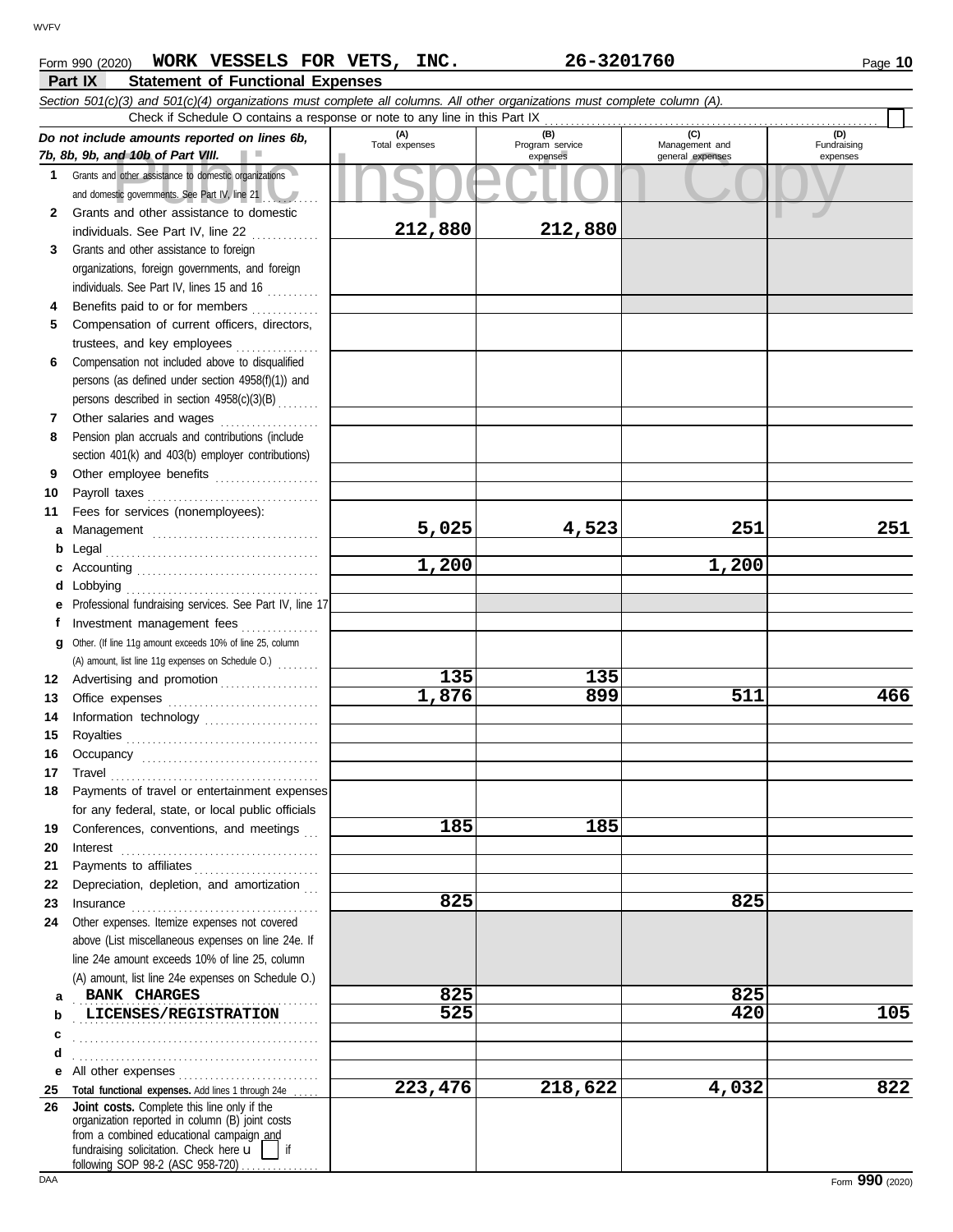WVFV

Form 990 (2020) **WORK VESSELS FOR VETS, INC.** **26-3201760** Page **10**

## Part IX Statement of Functional Expenses

*Section 501(c)(3) and 501(c)(4) organizations must complete all columns. All other organizations must complete column (A).*

Check if Schedule O contains a response or note to any line in this Part IX ☐

| *Do not include amounts reported on lines 6b, 7b, 8b, 9b, and 10b of Part VIII.* | (A) Total expenses | (B) Program service expenses | (C) Management and general expenses | (D) Fundraising expenses |
|---|---|---|---|---|
| **1** Grants and other assistance to domestic organizations and domestic governments. See Part IV, line 21 | | | | |
| **2** Grants and other assistance to domestic individuals. See Part IV, line 22 | 212,880 | 212,880 | | |
| **3** Grants and other assistance to foreign organizations, foreign governments, and foreign individuals. See Part IV, lines 15 and 16 | | | | |
| **4** Benefits paid to or for members | | | | |
| **5** Compensation of current officers, directors, trustees, and key employees | | | | |
| **6** Compensation not included above to disqualified persons (as defined under section 4958(f)(1)) and persons described in section 4958(c)(3)(B) | | | | |
| **7** Other salaries and wages | | | | |
| **8** Pension plan accruals and contributions (include section 401(k) and 403(b) employer contributions) | | | | |
| **9** Other employee benefits | | | | |
| **10** Payroll taxes | | | | |
| **11** Fees for services (nonemployees): | | | | |
| **a** Management | 5,025 | 4,523 | 251 | 251 |
| **b** Legal | | | | |
| **c** Accounting | 1,200 | | 1,200 | |
| **d** Lobbying | | | | |
| **e** Professional fundraising services. See Part IV, line 17 | | | | |
| **f** Investment management fees | | | | |
| **g** Other. (If line 11g amount exceeds 10% of line 25, column (A) amount, list line 11g expenses on Schedule O.) | | | | |
| **12** Advertising and promotion | 135 | 135 | | |
| **13** Office expenses | 1,876 | 899 | 511 | 466 |
| **14** Information technology | | | | |
| **15** Royalties | | | | |
| **16** Occupancy | | | | |
| **17** Travel | | | | |
| **18** Payments of travel or entertainment expenses for any federal, state, or local public officials | | | | |
| **19** Conferences, conventions, and meetings | 185 | 185 | | |
| **20** Interest | | | | |
| **21** Payments to affiliates | | | | |
| **22** Depreciation, depletion, and amortization | | | | |
| **23** Insurance | 825 | | 825 | |
| **24** Other expenses. Itemize expenses not covered above (List miscellaneous expenses on line 24e. If line 24e amount exceeds 10% of line 25, column (A) amount, list line 24e expenses on Schedule O.) | | | | |
| **a** BANK CHARGES | 825 | | 825 | |
| **b** LICENSES/REGISTRATION | 525 | | 420 | 105 |
| **c** | | | | |
| **d** | | | | |
| **e** All other expenses | | | | |
| **25** **Total functional expenses.** Add lines 1 through 24e | 223,476 | 218,622 | 4,032 | 822 |
| **26** **Joint costs.** Complete this line only if the organization reported in column (B) joint costs from a combined educational campaign and fundraising solicitation. Check here ☐ if following SOP 98-2 (ASC 958-720) | | | | |

DAA Form **990** (2020)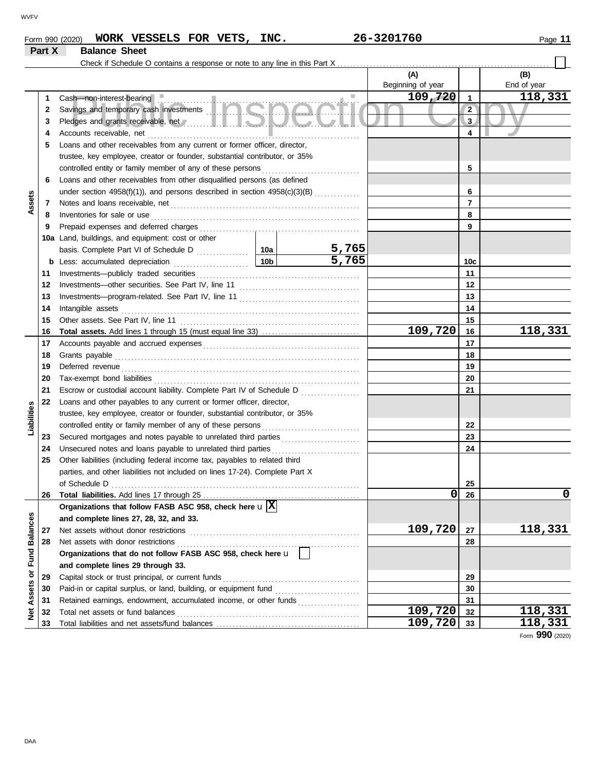Form 990 (2020) **WORK VESSELS FOR VETS, INC.** **26-3201760** Page **11**

## Part X Balance Sheet

Check if Schedule O contains a response or note to any line in this Part X . . . . . . . . . ☐

| | | | | | (A) Beginning of year | | (B) End of year |
|---|---|---|---|---|---|---|---|
| **Assets** | 1 | Cash—non-interest-bearing | | | 109,720 | 1 | 118,331 |
| | 2 | Savings and temporary cash investments | | | | 2 | |
| | 3 | Pledges and grants receivable, net | | | | 3 | |
| | 4 | Accounts receivable, net | | | | 4 | |
| | 5 | Loans and other receivables from any current or former officer, director, trustee, key employee, creator or founder, substantial contributor, or 35% controlled entity or family member of any of these persons | | | | 5 | |
| | 6 | Loans and other receivables from other disqualified persons (as defined under section 4958(f)(1)), and persons described in section 4958(c)(3)(B) | | | | 6 | |
| | 7 | Notes and loans receivable, net | | | | 7 | |
| | 8 | Inventories for sale or use | | | | 8 | |
| | 9 | Prepaid expenses and deferred charges | | | | 9 | |
| | 10a | Land, buildings, and equipment: cost or other basis. Complete Part VI of Schedule D | 10a | 5,765 | | | |
| | b | Less: accumulated depreciation | 10b | 5,765 | | 10c | |
| | 11 | Investments—publicly traded securities | | | | 11 | |
| | 12 | Investments—other securities. See Part IV, line 11 | | | | 12 | |
| | 13 | Investments—program-related. See Part IV, line 11 | | | | 13 | |
| | 14 | Intangible assets | | | | 14 | |
| | 15 | Other assets. See Part IV, line 11 | | | | 15 | |
| | 16 | **Total assets.** Add lines 1 through 15 (must equal line 33) | | | 109,720 | 16 | 118,331 |
| **Liabilities** | 17 | Accounts payable and accrued expenses | | | | 17 | |
| | 18 | Grants payable | | | | 18 | |
| | 19 | Deferred revenue | | | | 19 | |
| | 20 | Tax-exempt bond liabilities | | | | 20 | |
| | 21 | Escrow or custodial account liability. Complete Part IV of Schedule D | | | | 21 | |
| | 22 | Loans and other payables to any current or former officer, director, trustee, key employee, creator or founder, substantial contributor, or 35% controlled entity or family member of any of these persons | | | | 22 | |
| | 23 | Secured mortgages and notes payable to unrelated third parties | | | | 23 | |
| | 24 | Unsecured notes and loans payable to unrelated third parties | | | | 24 | |
| | 25 | Other liabilities (including federal income tax, payables to related third parties, and other liabilities not included on lines 17-24). Complete Part X of Schedule D | | | | 25 | |
| | 26 | **Total liabilities.** Add lines 17 through 25 | | | 0 | 26 | 0 |
| **Net Assets or Fund Balances** | | **Organizations that follow FASB ASC 958, check here** ☒ **and complete lines 27, 28, 32, and 33.** | | | | | |
| | 27 | Net assets without donor restrictions | | | 109,720 | 27 | 118,331 |
| | 28 | Net assets with donor restrictions | | | | 28 | |
| | | **Organizations that do not follow FASB ASC 958, check here** ☐ **and complete lines 29 through 33.** | | | | | |
| | 29 | Capital stock or trust principal, or current funds | | | | 29 | |
| | 30 | Paid-in or capital surplus, or land, building, or equipment fund | | | | 30 | |
| | 31 | Retained earnings, endowment, accumulated income, or other funds | | | | 31 | |
| | 32 | Total net assets or fund balances | | | 109,720 | 32 | 118,331 |
| | 33 | Total liabilities and net assets/fund balances | | | 109,720 | 33 | 118,331 |

Form **990** (2020)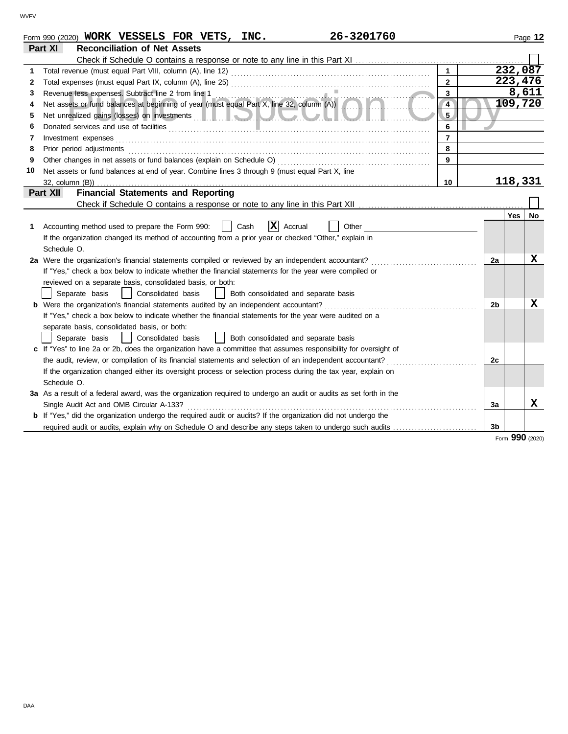Form 990 (2020) **WORK VESSELS FOR VETS, INC.** **26-3201760**

## Part XI Reconciliation of Net Assets

Check if Schedule O contains a response or note to any line in this Part XI ☐

| | | | |
|---|---|---|---|
| 1 | Total revenue (must equal Part VIII, column (A), line 12) | 1 | 232,087 |
| 2 | Total expenses (must equal Part IX, column (A), line 25) | 2 | 223,476 |
| 3 | Revenue less expenses. Subtract line 2 from line 1 | 3 | 8,611 |
| 4 | Net assets or fund balances at beginning of year (must equal Part X, line 32, column (A)) | 4 | 109,720 |
| 5 | Net unrealized gains (losses) on investments | 5 | |
| 6 | Donated services and use of facilities | 6 | |
| 7 | Investment expenses | 7 | |
| 8 | Prior period adjustments | 8 | |
| 9 | Other changes in net assets or fund balances (explain on Schedule O) | 9 | |
| 10 | Net assets or fund balances at end of year. Combine lines 3 through 9 (must equal Part X, line 32, column (B)) | 10 | 118,331 |

## Part XII Financial Statements and Reporting

Check if Schedule O contains a response or note to any line in this Part XII ☐

| | | | Yes | No |
|---|---|---|---|---|
| 1 | Accounting method used to prepare the Form 990: ☐ Cash ☒ Accrual ☐ Other<br>If the organization changed its method of accounting from a prior year or checked "Other," explain in Schedule O. | | | |
| 2a | Were the organization's financial statements compiled or reviewed by an independent accountant? | 2a | | X |
| | If "Yes," check a box below to indicate whether the financial statements for the year were compiled or reviewed on a separate basis, consolidated basis, or both:<br>☐ Separate basis ☐ Consolidated basis ☐ Both consolidated and separate basis | | | |
| b | Were the organization's financial statements audited by an independent accountant? | 2b | | X |
| | If "Yes," check a box below to indicate whether the financial statements for the year were audited on a separate basis, consolidated basis, or both:<br>☐ Separate basis ☐ Consolidated basis ☐ Both consolidated and separate basis | | | |
| c | If "Yes" to line 2a or 2b, does the organization have a committee that assumes responsibility for oversight of the audit, review, or compilation of its financial statements and selection of an independent accountant? | 2c | | |
| | If the organization changed either its oversight process or selection process during the tax year, explain on Schedule O. | | | |
| 3a | As a result of a federal award, was the organization required to undergo an audit or audits as set forth in the Single Audit Act and OMB Circular A-133? | 3a | | X |
| b | If "Yes," did the organization undergo the required audit or audits? If the organization did not undergo the required audit or audits, explain why on Schedule O and describe any steps taken to undergo such audits | 3b | | |

Form **990** (2020)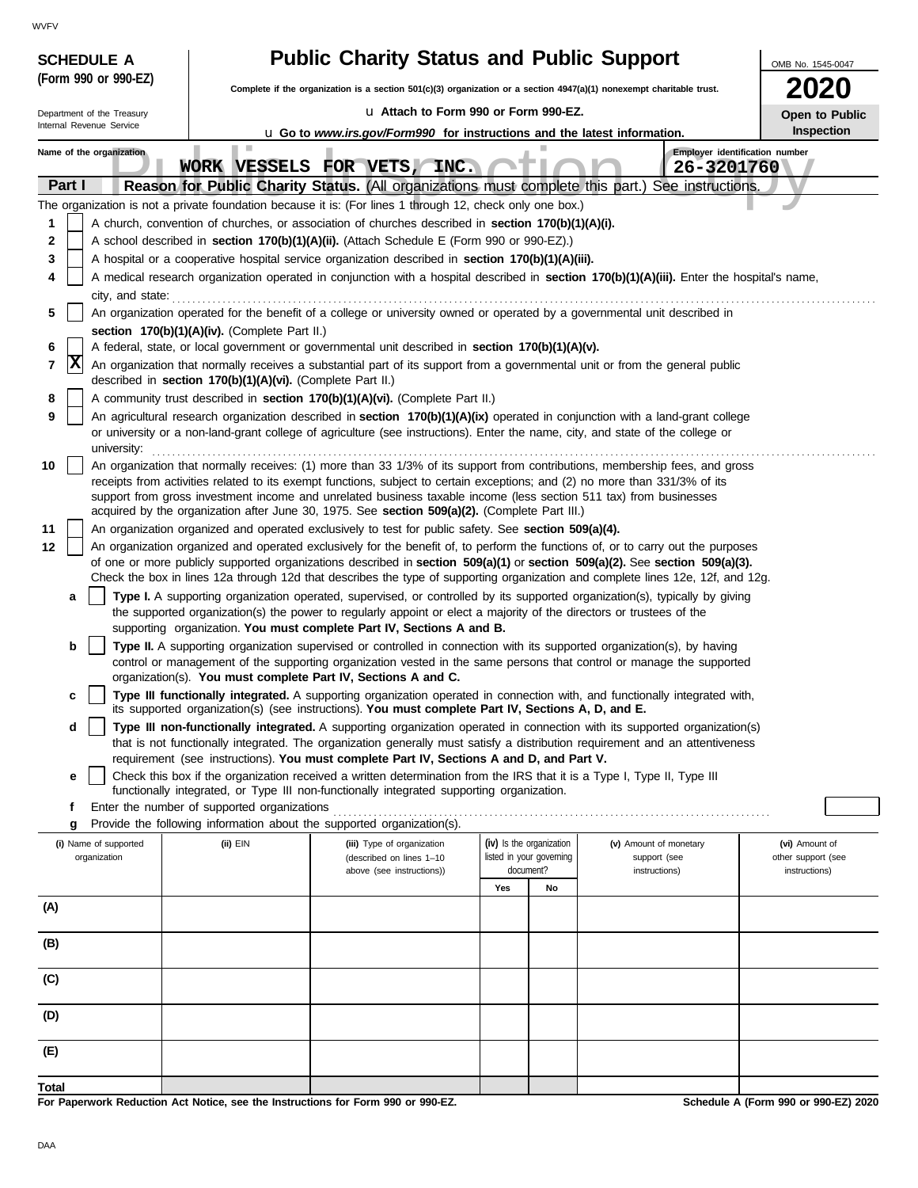**SCHEDULE A (Form 990 or 990-EZ)**

Department of the Treasury
Internal Revenue Service

# Public Charity Status and Public Support

**Complete if the organization is a section 501(c)(3) organization or a section 4947(a)(1) nonexempt charitable trust.**

u Attach to Form 990 or Form 990-EZ.

u Go to *www.irs.gov/Form990* for instructions and the latest information.

OMB No. 1545-0047

**2020**

**Open to Public Inspection**

Name of the organization: **WORK VESSELS FOR VETS, INC.**

Employer identification number: **26-3201760**

## Part I — Reason for Public Charity Status. (All organizations must complete this part.) See instructions.

The organization is not a private foundation because it is: (For lines 1 through 12, check only one box.)

1 [ ] A church, convention of churches, or association of churches described in **section 170(b)(1)(A)(i).**

2 [ ] A school described in **section 170(b)(1)(A)(ii).** (Attach Schedule E (Form 990 or 990-EZ).)

3 [ ] A hospital or a cooperative hospital service organization described in **section 170(b)(1)(A)(iii).**

4 [ ] A medical research organization operated in conjunction with a hospital described in **section 170(b)(1)(A)(iii).** Enter the hospital's name, city, and state:

5 [ ] An organization operated for the benefit of a college or university owned or operated by a governmental unit described in **section 170(b)(1)(A)(iv).** (Complete Part II.)

6 [ ] A federal, state, or local government or governmental unit described in **section 170(b)(1)(A)(v).**

7 [X] An organization that normally receives a substantial part of its support from a governmental unit or from the general public described in **section 170(b)(1)(A)(vi).** (Complete Part II.)

8 [ ] A community trust described in **section 170(b)(1)(A)(vi).** (Complete Part II.)

9 [ ] An agricultural research organization described in **section 170(b)(1)(A)(ix)** operated in conjunction with a land-grant college or university or a non-land-grant college of agriculture (see instructions). Enter the name, city, and state of the college or university:

10 [ ] An organization that normally receives: (1) more than 33 1/3% of its support from contributions, membership fees, and gross receipts from activities related to its exempt functions, subject to certain exceptions; and (2) no more than 331/3% of its support from gross investment income and unrelated business taxable income (less section 511 tax) from businesses acquired by the organization after June 30, 1975. See **section 509(a)(2).** (Complete Part III.)

11 [ ] An organization organized and operated exclusively to test for public safety. See **section 509(a)(4).**

12 [ ] An organization organized and operated exclusively for the benefit of, to perform the functions of, or to carry out the purposes of one or more publicly supported organizations described in **section 509(a)(1)** or **section 509(a)(2).** See **section 509(a)(3).** Check the box in lines 12a through 12d that describes the type of supporting organization and complete lines 12e, 12f, and 12g.

a [ ] **Type I.** A supporting organization operated, supervised, or controlled by its supported organization(s), typically by giving the supported organization(s) the power to regularly appoint or elect a majority of the directors or trustees of the supporting organization. **You must complete Part IV, Sections A and B.**

b [ ] **Type II.** A supporting organization supervised or controlled in connection with its supported organization(s), by having control or management of the supporting organization vested in the same persons that control or manage the supported organization(s). **You must complete Part IV, Sections A and C.**

c [ ] **Type III functionally integrated.** A supporting organization operated in connection with, and functionally integrated with, its supported organization(s) (see instructions). **You must complete Part IV, Sections A, D, and E.**

d [ ] **Type III non-functionally integrated.** A supporting organization operated in connection with its supported organization(s) that is not functionally integrated. The organization generally must satisfy a distribution requirement and an attentiveness requirement (see instructions). **You must complete Part IV, Sections A and D, and Part V.**

e [ ] Check this box if the organization received a written determination from the IRS that it is a Type I, Type II, Type III functionally integrated, or Type III non-functionally integrated supporting organization.

f Enter the number of supported organizations

g Provide the following information about the supported organization(s).

| (i) Name of supported organization | (ii) EIN | (iii) Type of organization (described on lines 1–10 above (see instructions)) | (iv) Is the organization listed in your governing document? Yes | No | (v) Amount of monetary support (see instructions) | (vi) Amount of other support (see instructions) |
|---|---|---|---|---|---|---|
| (A) | | | | | | |
| (B) | | | | | | |
| (C) | | | | | | |
| (D) | | | | | | |
| (E) | | | | | | |
| **Total** | | | | | | |

**For Paperwork Reduction Act Notice, see the Instructions for Form 990 or 990-EZ.**

**Schedule A (Form 990 or 990-EZ) 2020**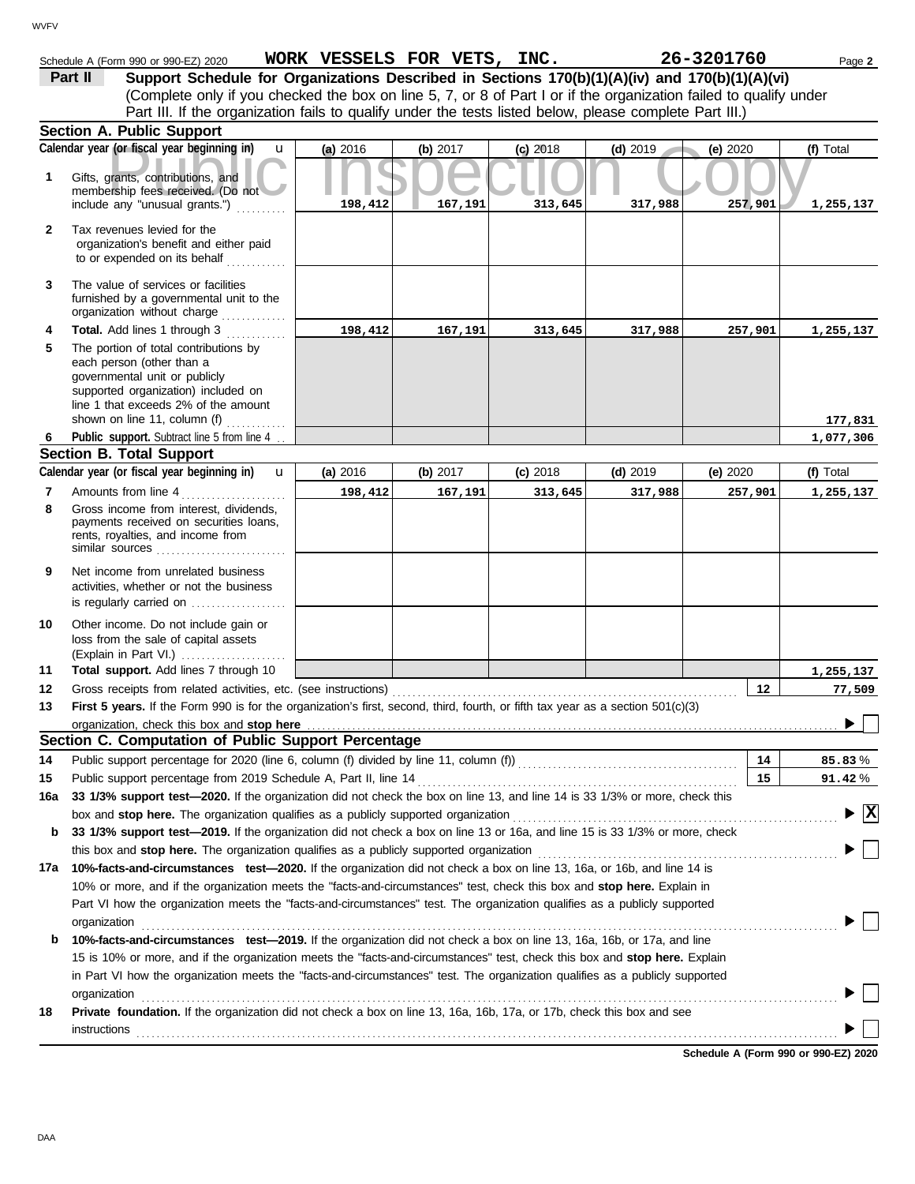Schedule A (Form 990 or 990-EZ) 2020 **WORK VESSELS FOR VETS, INC.** **26-3201760** Page **2**

**Part II** **Support Schedule for Organizations Described in Sections 170(b)(1)(A)(iv) and 170(b)(1)(A)(vi)**
(Complete only if you checked the box on line 5, 7, or 8 of Part I or if the organization failed to qualify under Part III. If the organization fails to qualify under the tests listed below, please complete Part III.)

## Section A. Public Support

| Calendar year (or fiscal year beginning in) | (a) 2016 | (b) 2017 | (c) 2018 | (d) 2019 | (e) 2020 | (f) Total |
|---|---|---|---|---|---|---|
| **1** Gifts, grants, contributions, and membership fees received. (Do not include any "unusual grants.") | 198,412 | 167,191 | 313,645 | 317,988 | 257,901 | 1,255,137 |
| **2** Tax revenues levied for the organization's benefit and either paid to or expended on its behalf | | | | | | |
| **3** The value of services or facilities furnished by a governmental unit to the organization without charge | | | | | | |
| **4** **Total.** Add lines 1 through 3 | 198,412 | 167,191 | 313,645 | 317,988 | 257,901 | 1,255,137 |
| **5** The portion of total contributions by each person (other than a governmental unit or publicly supported organization) included on line 1 that exceeds 2% of the amount shown on line 11, column (f) | | | | | | 177,831 |
| **6** **Public support.** Subtract line 5 from line 4 | | | | | | 1,077,306 |

## Section B. Total Support

| Calendar year (or fiscal year beginning in) | (a) 2016 | (b) 2017 | (c) 2018 | (d) 2019 | (e) 2020 | (f) Total |
|---|---|---|---|---|---|---|
| **7** Amounts from line 4 | 198,412 | 167,191 | 313,645 | 317,988 | 257,901 | 1,255,137 |
| **8** Gross income from interest, dividends, payments received on securities loans, rents, royalties, and income from similar sources | | | | | | |
| **9** Net income from unrelated business activities, whether or not the business is regularly carried on | | | | | | |
| **10** Other income. Do not include gain or loss from the sale of capital assets (Explain in Part VI.) | | | | | | |
| **11** **Total support.** Add lines 7 through 10 | | | | | | 1,255,137 |

**12** Gross receipts from related activities, etc. (see instructions) **12** 77,509

**13** **First 5 years.** If the Form 990 is for the organization's first, second, third, fourth, or fifth tax year as a section 501(c)(3) organization, check this box and **stop here** ☐

## Section C. Computation of Public Support Percentage

**14** Public support percentage for 2020 (line 6, column (f) divided by line 11, column (f)) **14** 85.83 %

**15** Public support percentage from 2019 Schedule A, Part II, line 14 **15** 91.42 %

**16a** **33 1/3% support test—2020.** If the organization did not check the box on line 13, and line 14 is 33 1/3% or more, check this box and **stop here.** The organization qualifies as a publicly supported organization ☒

**b** **33 1/3% support test—2019.** If the organization did not check a box on line 13 or 16a, and line 15 is 33 1/3% or more, check this box and **stop here.** The organization qualifies as a publicly supported organization ☐

**17a** **10%-facts-and-circumstances test—2020.** If the organization did not check a box on line 13, 16a, or 16b, and line 14 is 10% or more, and if the organization meets the "facts-and-circumstances" test, check this box and **stop here.** Explain in Part VI how the organization meets the "facts-and-circumstances" test. The organization qualifies as a publicly supported organization ☐

**b** **10%-facts-and-circumstances test—2019.** If the organization did not check a box on line 13, 16a, 16b, or 17a, and line 15 is 10% or more, and if the organization meets the "facts-and-circumstances" test, check this box and **stop here.** Explain in Part VI how the organization meets the "facts-and-circumstances" test. The organization qualifies as a publicly supported organization ☐

**18** **Private foundation.** If the organization did not check a box on line 13, 16a, 16b, 17a, or 17b, check this box and see instructions ☐

**Schedule A (Form 990 or 990-EZ) 2020**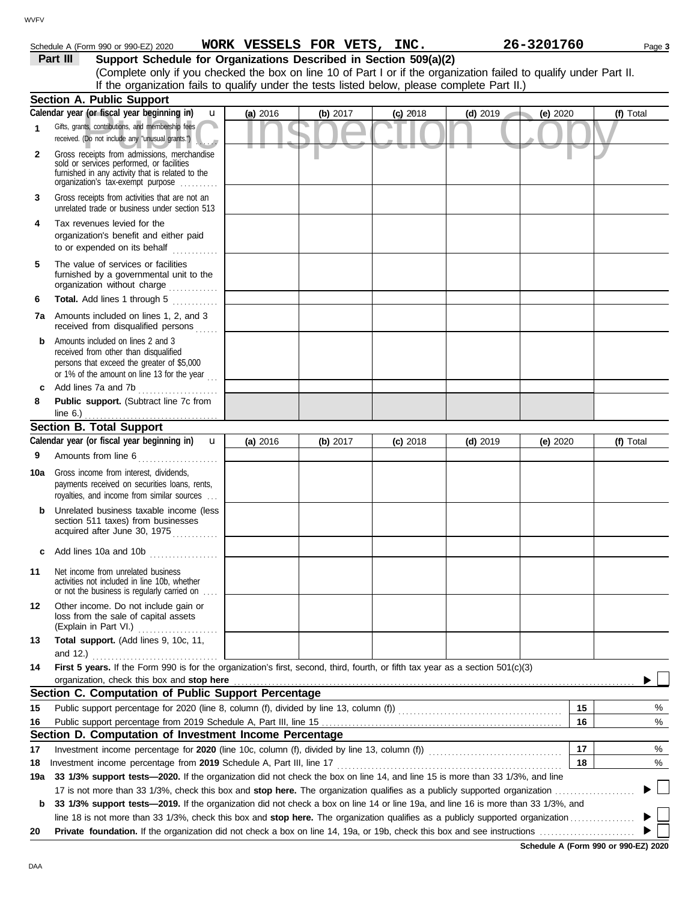Schedule A (Form 990 or 990-EZ) 2020 **WORK VESSELS FOR VETS, INC.** **26-3201760** Page **3**

**Part III** **Support Schedule for Organizations Described in Section 509(a)(2)**

(Complete only if you checked the box on line 10 of Part I or if the organization failed to qualify under Part II. If the organization fails to qualify under the tests listed below, please complete Part II.)

Public Inspection Copy

## Section A. Public Support

| Calendar year (or fiscal year beginning in) | (a) 2016 | (b) 2017 | (c) 2018 | (d) 2019 | (e) 2020 | (f) Total |
|---|---|---|---|---|---|---|
| **1** Gifts, grants, contributions, and membership fees received. (Do not include any "unusual grants.") | | | | | | |
| **2** Gross receipts from admissions, merchandise sold or services performed, or facilities furnished in any activity that is related to the organization's tax-exempt purpose | | | | | | |
| **3** Gross receipts from activities that are not an unrelated trade or business under section 513 | | | | | | |
| **4** Tax revenues levied for the organization's benefit and either paid to or expended on its behalf | | | | | | |
| **5** The value of services or facilities furnished by a governmental unit to the organization without charge | | | | | | |
| **6** **Total.** Add lines 1 through 5 | | | | | | |
| **7a** Amounts included on lines 1, 2, and 3 received from disqualified persons | | | | | | |
| **b** Amounts included on lines 2 and 3 received from other than disqualified persons that exceed the greater of $5,000 or 1% of the amount on line 13 for the year | | | | | | |
| **c** Add lines 7a and 7b | | | | | | |
| **8** **Public support.** (Subtract line 7c from line 6.) | | | | | | |

## Section B. Total Support

| Calendar year (or fiscal year beginning in) | (a) 2016 | (b) 2017 | (c) 2018 | (d) 2019 | (e) 2020 | (f) Total |
|---|---|---|---|---|---|---|
| **9** Amounts from line 6 | | | | | | |
| **10a** Gross income from interest, dividends, payments received on securities loans, rents, royalties, and income from similar sources | | | | | | |
| **b** Unrelated business taxable income (less section 511 taxes) from businesses acquired after June 30, 1975 | | | | | | |
| **c** Add lines 10a and 10b | | | | | | |
| **11** Net income from unrelated business activities not included in line 10b, whether or not the business is regularly carried on | | | | | | |
| **12** Other income. Do not include gain or loss from the sale of capital assets (Explain in Part VI.) | | | | | | |
| **13** **Total support.** (Add lines 9, 10c, 11, and 12.) | | | | | | |

**14** **First 5 years.** If the Form 990 is for the organization's first, second, third, fourth, or fifth tax year as a section 501(c)(3) organization, check this box and **stop here** ☐

## Section C. Computation of Public Support Percentage

| | | | |
|---|---|---|---|
| **15** | Public support percentage for 2020 (line 8, column (f), divided by line 13, column (f)) | **15** | % |
| **16** | Public support percentage from 2019 Schedule A, Part III, line 15 | **16** | % |

## Section D. Computation of Investment Income Percentage

| | | | |
|---|---|---|---|
| **17** | Investment income percentage for **2020** (line 10c, column (f), divided by line 13, column (f)) | **17** | % |
| **18** | Investment income percentage from **2019** Schedule A, Part III, line 17 | **18** | % |

**19a** **33 1/3% support tests—2020.** If the organization did not check the box on line 14, and line 15 is more than 33 1/3%, and line 17 is not more than 33 1/3%, check this box and **stop here.** The organization qualifies as a publicly supported organization ☐

**b** **33 1/3% support tests—2019.** If the organization did not check a box on line 14 or line 19a, and line 16 is more than 33 1/3%, and line 18 is not more than 33 1/3%, check this box and **stop here.** The organization qualifies as a publicly supported organization ☐

**20** **Private foundation.** If the organization did not check a box on line 14, 19a, or 19b, check this box and see instructions ☐

**Schedule A (Form 990 or 990-EZ) 2020**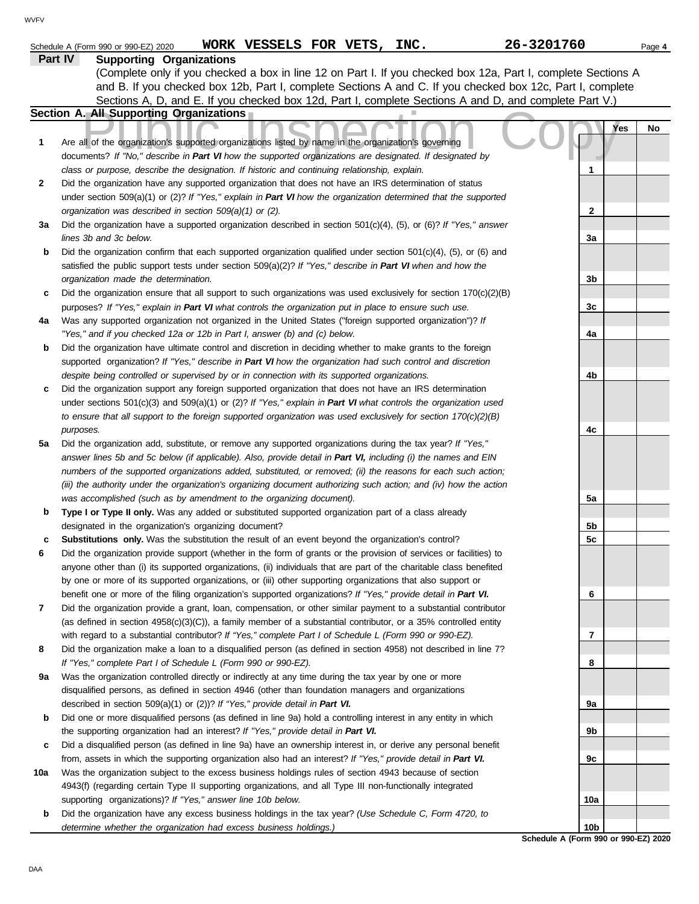Schedule A (Form 990 or 990-EZ) 2020 **WORK VESSELS FOR VETS, INC.** **26-3201760** Page **4**

## Part IV Supporting Organizations

(Complete only if you checked a box in line 12 on Part I. If you checked box 12a, Part I, complete Sections A and B. If you checked box 12b, Part I, complete Sections A and C. If you checked box 12c, Part I, complete Sections A, D, and E. If you checked box 12d, Part I, complete Sections A and D, and complete Part V.)

### Section A. All Supporting Organizations

| | | | Yes | No |
|---|---|---|---|---|
| **1** | Are all of the organization's supported organizations listed by name in the organization's governing documents? *If "No," describe in **Part VI** how the supported organizations are designated. If designated by class or purpose, describe the designation. If historic and continuing relationship, explain.* | 1 | | |
| **2** | Did the organization have any supported organization that does not have an IRS determination of status under section 509(a)(1) or (2)? *If "Yes," explain in **Part VI** how the organization determined that the supported organization was described in section 509(a)(1) or (2).* | 2 | | |
| **3a** | Did the organization have a supported organization described in section 501(c)(4), (5), or (6)? *If "Yes," answer lines 3b and 3c below.* | 3a | | |
| **b** | Did the organization confirm that each supported organization qualified under section 501(c)(4), (5), or (6) and satisfied the public support tests under section 509(a)(2)? *If "Yes," describe in **Part VI** when and how the organization made the determination.* | 3b | | |
| **c** | Did the organization ensure that all support to such organizations was used exclusively for section 170(c)(2)(B) purposes? *If "Yes," explain in **Part VI** what controls the organization put in place to ensure such use.* | 3c | | |
| **4a** | Was any supported organization not organized in the United States ("foreign supported organization")? *If "Yes," and if you checked 12a or 12b in Part I, answer (b) and (c) below.* | 4a | | |
| **b** | Did the organization have ultimate control and discretion in deciding whether to make grants to the foreign supported organization? *If "Yes," describe in **Part VI** how the organization had such control and discretion despite being controlled or supervised by or in connection with its supported organizations.* | 4b | | |
| **c** | Did the organization support any foreign supported organization that does not have an IRS determination under sections 501(c)(3) and 509(a)(1) or (2)? *If "Yes," explain in **Part VI** what controls the organization used to ensure that all support to the foreign supported organization was used exclusively for section 170(c)(2)(B) purposes.* | 4c | | |
| **5a** | Did the organization add, substitute, or remove any supported organizations during the tax year? *If "Yes," answer lines 5b and 5c below (if applicable). Also, provide detail in **Part VI,** including (i) the names and EIN numbers of the supported organizations added, substituted, or removed; (ii) the reasons for each such action; (iii) the authority under the organization's organizing document authorizing such action; and (iv) how the action was accomplished (such as by amendment to the organizing document).* | 5a | | |
| **b** | **Type I or Type II only.** Was any added or substituted supported organization part of a class already designated in the organization's organizing document? | 5b | | |
| **c** | **Substitutions only.** Was the substitution the result of an event beyond the organization's control? | 5c | | |
| **6** | Did the organization provide support (whether in the form of grants or the provision of services or facilities) to anyone other than (i) its supported organizations, (ii) individuals that are part of the charitable class benefited by one or more of its supported organizations, or (iii) other supporting organizations that also support or benefit one or more of the filing organization's supported organizations? *If "Yes," provide detail in **Part VI.*** | 6 | | |
| **7** | Did the organization provide a grant, loan, compensation, or other similar payment to a substantial contributor (as defined in section 4958(c)(3)(C)), a family member of a substantial contributor, or a 35% controlled entity with regard to a substantial contributor? *If "Yes," complete Part I of Schedule L (Form 990 or 990-EZ).* | 7 | | |
| **8** | Did the organization make a loan to a disqualified person (as defined in section 4958) not described in line 7? *If "Yes," complete Part I of Schedule L (Form 990 or 990-EZ).* | 8 | | |
| **9a** | Was the organization controlled directly or indirectly at any time during the tax year by one or more disqualified persons, as defined in section 4946 (other than foundation managers and organizations described in section 509(a)(1) or (2))? *If "Yes," provide detail in **Part VI.*** | 9a | | |
| **b** | Did one or more disqualified persons (as defined in line 9a) hold a controlling interest in any entity in which the supporting organization had an interest? *If "Yes," provide detail in **Part VI.*** | 9b | | |
| **c** | Did a disqualified person (as defined in line 9a) have an ownership interest in, or derive any personal benefit from, assets in which the supporting organization also had an interest? *If "Yes," provide detail in **Part VI.*** | 9c | | |
| **10a** | Was the organization subject to the excess business holdings rules of section 4943 because of section 4943(f) (regarding certain Type II supporting organizations, and all Type III non-functionally integrated supporting organizations)? *If "Yes," answer line 10b below.* | 10a | | |
| **b** | Did the organization have any excess business holdings in the tax year? *(Use Schedule C, Form 4720, to determine whether the organization had excess business holdings.)* | 10b | | |

**Schedule A (Form 990 or 990-EZ) 2020**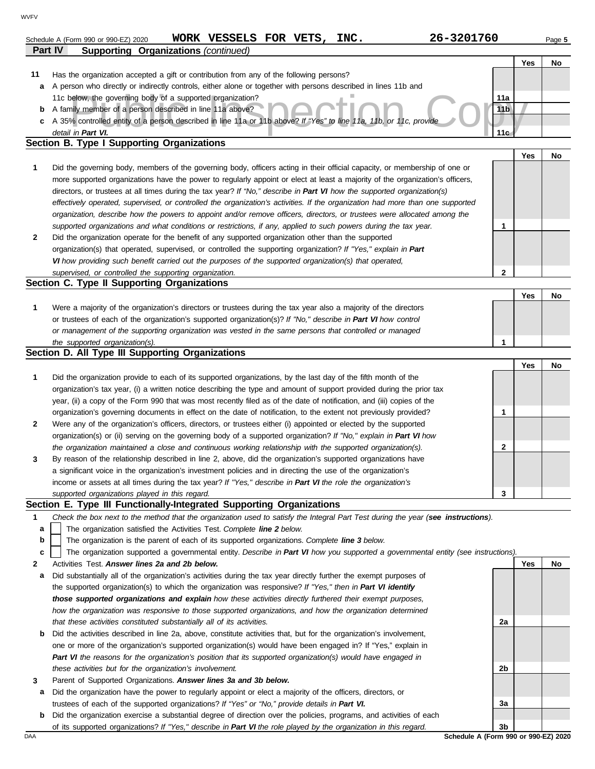Schedule A (Form 990 or 990-EZ) 2020 **WORK VESSELS FOR VETS, INC.** **26-3201760**

## Part IV Supporting Organizations *(continued)*

| | | | Yes | No |
|---|---|---|---|---|
| **11** | Has the organization accepted a gift or contribution from any of the following persons? | | | |
| **a** | A person who directly or indirectly controls, either alone or together with persons described in lines 11b and 11c below, the governing body of a supported organization? | 11a | | |
| **b** | A family member of a person described in line 11a above? | 11b | | |
| **c** | A 35% controlled entity of a person described in line 11a or 11b above? *If "Yes" to line 11a, 11b, or 11c, provide detail in* ***Part VI.*** | 11c | | |

### Section B. Type I Supporting Organizations

| | | | Yes | No |
|---|---|---|---|---|
| **1** | Did the governing body, members of the governing body, officers acting in their official capacity, or membership of one or more supported organizations have the power to regularly appoint or elect at least a majority of the organization's officers, directors, or trustees at all times during the tax year? *If "No," describe in* ***Part VI*** *how the supported organization(s) effectively operated, supervised, or controlled the organization's activities. If the organization had more than one supported organization, describe how the powers to appoint and/or remove officers, directors, or trustees were allocated among the supported organizations and what conditions or restrictions, if any, applied to such powers during the tax year.* | 1 | | |
| **2** | Did the organization operate for the benefit of any supported organization other than the supported organization(s) that operated, supervised, or controlled the supporting organization? *If "Yes," explain in* ***Part VI*** *how providing such benefit carried out the purposes of the supported organization(s) that operated, supervised, or controlled the supporting organization.* | 2 | | |

### Section C. Type II Supporting Organizations

| | | | Yes | No |
|---|---|---|---|---|
| **1** | Were a majority of the organization's directors or trustees during the tax year also a majority of the directors or trustees of each of the organization's supported organization(s)? *If "No," describe in* ***Part VI*** *how control or management of the supporting organization was vested in the same persons that controlled or managed the supported organization(s).* | 1 | | |

### Section D. All Type III Supporting Organizations

| | | | Yes | No |
|---|---|---|---|---|
| **1** | Did the organization provide to each of its supported organizations, by the last day of the fifth month of the organization's tax year, (i) a written notice describing the type and amount of support provided during the prior tax year, (ii) a copy of the Form 990 that was most recently filed as of the date of notification, and (iii) copies of the organization's governing documents in effect on the date of notification, to the extent not previously provided? | 1 | | |
| **2** | Were any of the organization's officers, directors, or trustees either (i) appointed or elected by the supported organization(s) or (ii) serving on the governing body of a supported organization? *If "No," explain in* ***Part VI*** *how the organization maintained a close and continuous working relationship with the supported organization(s).* | 2 | | |
| **3** | By reason of the relationship described in line 2, above, did the organization's supported organizations have a significant voice in the organization's investment policies and in directing the use of the organization's income or assets at all times during the tax year? *If "Yes," describe in* ***Part VI*** *the role the organization's supported organizations played in this regard.* | 3 | | |

### Section E. Type III Functionally-Integrated Supporting Organizations

**1** *Check the box next to the method that the organization used to satisfy the Integral Part Test during the year (**see instructions**).*

- **a** ☐ The organization satisfied the Activities Test. *Complete **line 2** below.*
- **b** ☐ The organization is the parent of each of its supported organizations. *Complete **line 3** below.*
- **c** ☐ The organization supported a governmental entity. *Describe in **Part VI** how you supported a governmental entity (see instructions).*

| | | | Yes | No |
|---|---|---|---|---|
| **2** | Activities Test. ***Answer lines 2a and 2b below.*** | | | |
| **a** | Did substantially all of the organization's activities during the tax year directly further the exempt purposes of the supported organization(s) to which the organization was responsive? *If "Yes," then in* ***Part VI identify those supported organizations and explain*** *how these activities directly furthered their exempt purposes, how the organization was responsive to those supported organizations, and how the organization determined that these activities constituted substantially all of its activities.* | 2a | | |
| **b** | Did the activities described in line 2a, above, constitute activities that, but for the organization's involvement, one or more of the organization's supported organization(s) would have been engaged in? If "Yes," explain in ***Part VI*** *the reasons for the organization's position that its supported organization(s) would have engaged in these activities but for the organization's involvement.* | 2b | | |
| **3** | Parent of Supported Organizations. ***Answer lines 3a and 3b below.*** | | | |
| **a** | Did the organization have the power to regularly appoint or elect a majority of the officers, directors, or trustees of each of the supported organizations? *If "Yes" or "No," provide details in* ***Part VI.*** | 3a | | |
| **b** | Did the organization exercise a substantial degree of direction over the policies, programs, and activities of each of its supported organizations? *If "Yes," describe in* ***Part VI*** *the role played by the organization in this regard.* | 3b | | |

**Schedule A (Form 990 or 990-EZ) 2020**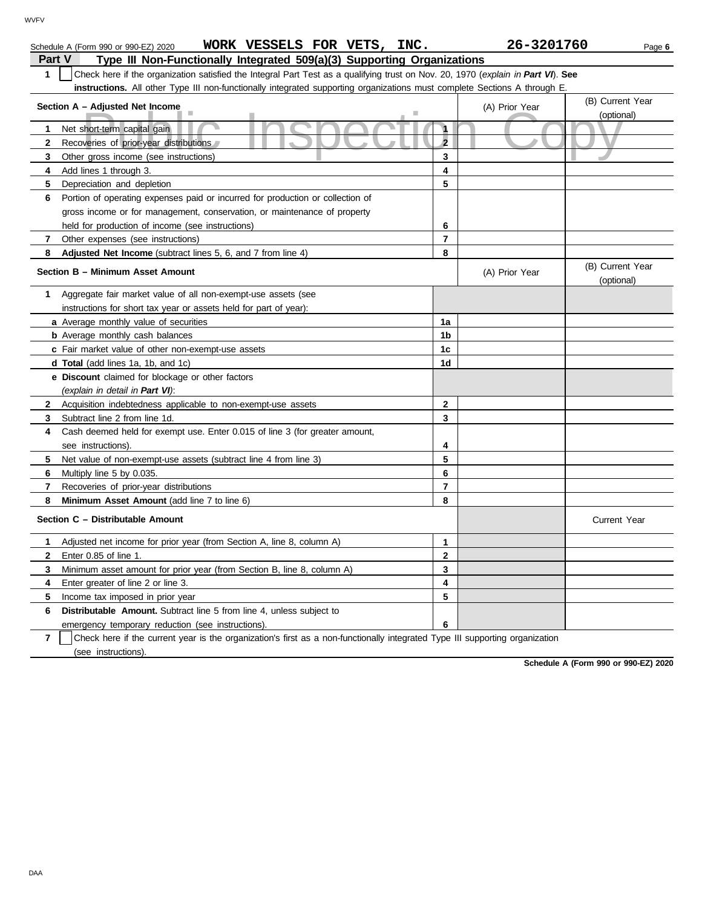Schedule A (Form 990 or 990-EZ) 2020 **WORK VESSELS FOR VETS, INC.** **26-3201760**

## Part V Type III Non-Functionally Integrated 509(a)(3) Supporting Organizations

**1** ☐ Check here if the organization satisfied the Integral Part Test as a qualifying trust on Nov. 20, 1970 (*explain in **Part VI***). **See instructions.** All other Type III non-functionally integrated supporting organizations must complete Sections A through E.

| **Section A – Adjusted Net Income** | | (A) Prior Year | (B) Current Year (optional) |
|---|---|---|---|
| **1** Net short-term capital gain | **1** | | |
| **2** Recoveries of prior-year distributions | **2** | | |
| **3** Other gross income (see instructions) | **3** | | |
| **4** Add lines 1 through 3. | **4** | | |
| **5** Depreciation and depletion | **5** | | |
| **6** Portion of operating expenses paid or incurred for production or collection of gross income or for management, conservation, or maintenance of property held for production of income (see instructions) | **6** | | |
| **7** Other expenses (see instructions) | **7** | | |
| **8** **Adjusted Net Income** (subtract lines 5, 6, and 7 from line 4) | **8** | | |

| **Section B – Minimum Asset Amount** | | (A) Prior Year | (B) Current Year (optional) |
|---|---|---|---|
| **1** Aggregate fair market value of all non-exempt-use assets (see instructions for short tax year or assets held for part of year): | | | |
| **a** Average monthly value of securities | **1a** | | |
| **b** Average monthly cash balances | **1b** | | |
| **c** Fair market value of other non-exempt-use assets | **1c** | | |
| **d** **Total** (add lines 1a, 1b, and 1c) | **1d** | | |
| **e** **Discount** claimed for blockage or other factors (*explain in detail in **Part VI***): | | | |
| **2** Acquisition indebtedness applicable to non-exempt-use assets | **2** | | |
| **3** Subtract line 2 from line 1d. | **3** | | |
| **4** Cash deemed held for exempt use. Enter 0.015 of line 3 (for greater amount, see instructions). | **4** | | |
| **5** Net value of non-exempt-use assets (subtract line 4 from line 3) | **5** | | |
| **6** Multiply line 5 by 0.035. | **6** | | |
| **7** Recoveries of prior-year distributions | **7** | | |
| **8** **Minimum Asset Amount** (add line 7 to line 6) | **8** | | |

| **Section C – Distributable Amount** | | | Current Year |
|---|---|---|---|
| **1** Adjusted net income for prior year (from Section A, line 8, column A) | **1** | | |
| **2** Enter 0.85 of line 1. | **2** | | |
| **3** Minimum asset amount for prior year (from Section B, line 8, column A) | **3** | | |
| **4** Enter greater of line 2 or line 3. | **4** | | |
| **5** Income tax imposed in prior year | **5** | | |
| **6** **Distributable Amount.** Subtract line 5 from line 4, unless subject to emergency temporary reduction (see instructions). | **6** | | |

**7** ☐ Check here if the current year is the organization's first as a non-functionally integrated Type III supporting organization (see instructions).

**Schedule A (Form 990 or 990-EZ) 2020**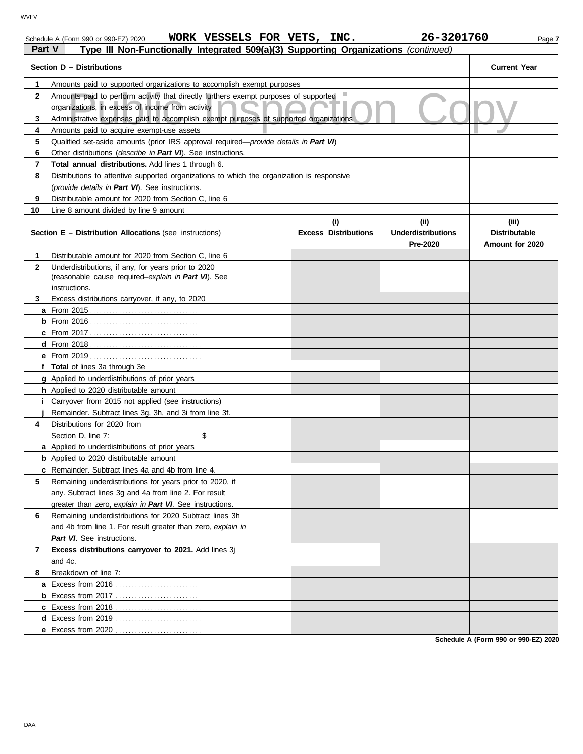Schedule A (Form 990 or 990-EZ) 2020 **WORK VESSELS FOR VETS, INC.** **26-3201760**

**Part V** **Type III Non-Functionally Integrated 509(a)(3) Supporting Organizations** *(continued)*

| Section D – Distributions | | Current Year |
|---|---|---|
| 1 | Amounts paid to supported organizations to accomplish exempt purposes | |
| 2 | Amounts paid to perform activity that directly furthers exempt purposes of supported organizations, in excess of income from activity | |
| 3 | Administrative expenses paid to accomplish exempt purposes of supported organizations | |
| 4 | Amounts paid to acquire exempt-use assets | |
| 5 | Qualified set-aside amounts (prior IRS approval required—*provide details in **Part VI***) | |
| 6 | Other distributions (*describe in **Part VI***). See instructions. | |
| 7 | **Total annual distributions.** Add lines 1 through 6. | |
| 8 | Distributions to attentive supported organizations to which the organization is responsive (*provide details in **Part VI***). See instructions. | |
| 9 | Distributable amount for 2020 from Section C, line 6 | |
| 10 | Line 8 amount divided by line 9 amount | |

| Section E – Distribution Allocations (see instructions) | | (i) Excess Distributions | (ii) Underdistributions Pre-2020 | (iii) Distributable Amount for 2020 |
|---|---|---|---|---|
| 1 | Distributable amount for 2020 from Section C, line 6 | | | |
| 2 | Underdistributions, if any, for years prior to 2020 (reasonable cause required–*explain in **Part VI***). See instructions. | | | |
| 3 | Excess distributions carryover, if any, to 2020 | | | |
| a | From 2015 | | | |
| b | From 2016 | | | |
| c | From 2017 | | | |
| d | From 2018 | | | |
| e | From 2019 | | | |
| f | **Total** of lines 3a through 3e | | | |
| g | Applied to underdistributions of prior years | | | |
| h | Applied to 2020 distributable amount | | | |
| i | Carryover from 2015 not applied (see instructions) | | | |
| j | Remainder. Subtract lines 3g, 3h, and 3i from line 3f. | | | |
| 4 | Distributions for 2020 from Section D, line 7: $ | | | |
| a | Applied to underdistributions of prior years | | | |
| b | Applied to 2020 distributable amount | | | |
| c | Remainder. Subtract lines 4a and 4b from line 4. | | | |
| 5 | Remaining underdistributions for years prior to 2020, if any. Subtract lines 3g and 4a from line 2. For result greater than zero, *explain in **Part VI***. See instructions. | | | |
| 6 | Remaining underdistributions for 2020 Subtract lines 3h and 4b from line 1. For result greater than zero, *explain in **Part VI***. See instructions. | | | |
| 7 | **Excess distributions carryover to 2021.** Add lines 3j and 4c. | | | |
| 8 | Breakdown of line 7: | | | |
| a | Excess from 2016 | | | |
| b | Excess from 2017 | | | |
| c | Excess from 2018 | | | |
| d | Excess from 2019 | | | |
| e | Excess from 2020 | | | |

**Schedule A (Form 990 or 990-EZ) 2020**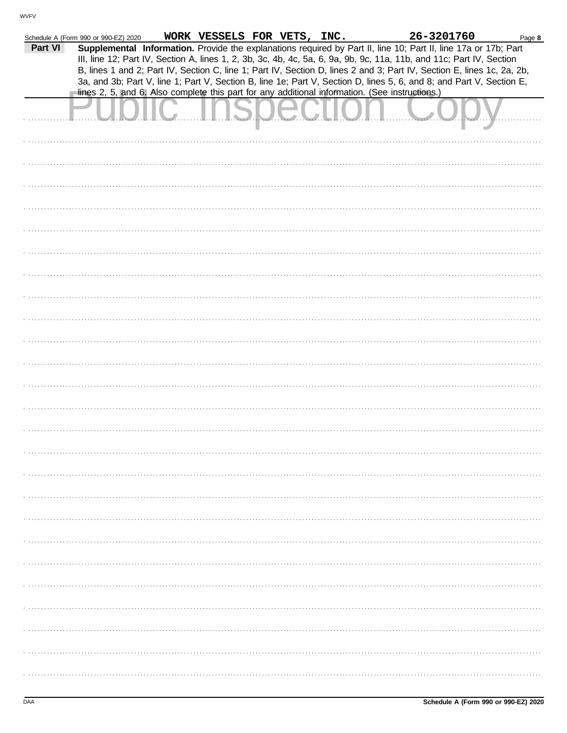Schedule A (Form 990 or 990-EZ) 2020 WORK VESSELS FOR VETS, INC. 26-3201760

## Part VI Supplemental Information.

**Supplemental Information.** Provide the explanations required by Part II, line 10; Part II, line 17a or 17b; Part III, line 12; Part IV, Section A, lines 1, 2, 3b, 3c, 4b, 4c, 5a, 6, 9a, 9b, 9c, 11a, 11b, and 11c; Part IV, Section B, lines 1 and 2; Part IV, Section C, line 1; Part IV, Section D, lines 2 and 3; Part IV, Section E, lines 1c, 2a, 2b, 3a, and 3b; Part V, line 1; Part V, Section B, line 1e; Part V, Section D, lines 5, 6, and 8; and Part V, Section E, lines 2, 5, and 6. Also complete this part for any additional information. (See instructions.)

Public Inspection Copy

Schedule A (Form 990 or 990-EZ) 2020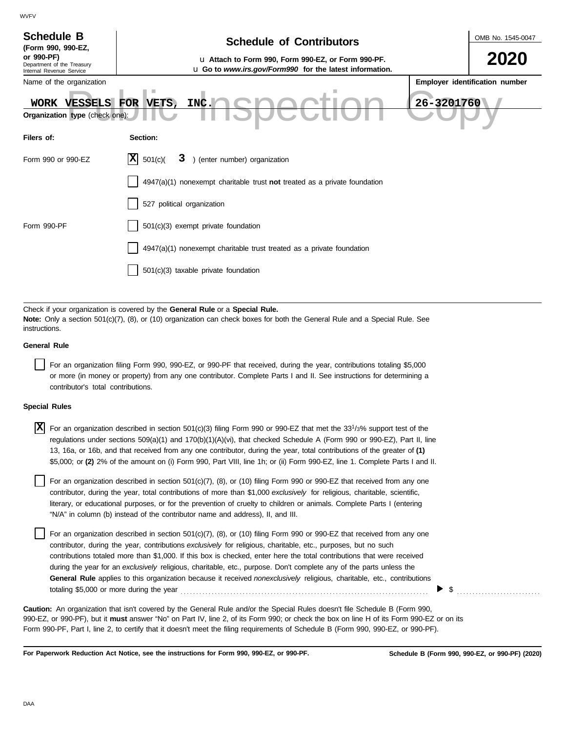WVFV

**Schedule B**
**(Form 990, 990-EZ, or 990-PF)**
Department of the Treasury
Internal Revenue Service

# Schedule of Contributors

u **Attach to Form 990, Form 990-EZ, or Form 990-PF.**
u **Go to *www.irs.gov/Form990* for the latest information.**

OMB No. 1545-0047

**2020**

Name of the organization: WORK VESSELS FOR VETS, INC.

**Employer identification number:** 26-3201760

Public Inspection Copy

**Organization type** (check one):

| **Filers of:** | **Section:** |
|---|---|
| Form 990 or 990-EZ | [X] 501(c)( 3 ) (enter number) organization |
| | [ ] 4947(a)(1) nonexempt charitable trust **not** treated as a private foundation |
| | [ ] 527 political organization |
| Form 990-PF | [ ] 501(c)(3) exempt private foundation |
| | [ ] 4947(a)(1) nonexempt charitable trust treated as a private foundation |
| | [ ] 501(c)(3) taxable private foundation |

Check if your organization is covered by the **General Rule** or a **Special Rule.**
**Note:** Only a section 501(c)(7), (8), or (10) organization can check boxes for both the General Rule and a Special Rule. See instructions.

**General Rule**

[ ] For an organization filing Form 990, 990-EZ, or 990-PF that received, during the year, contributions totaling $5,000 or more (in money or property) from any one contributor. Complete Parts I and II. See instructions for determining a contributor's total contributions.

**Special Rules**

[X] For an organization described in section 501(c)(3) filing Form 990 or 990-EZ that met the 33 1/3% support test of the regulations under sections 509(a)(1) and 170(b)(1)(A)(vi), that checked Schedule A (Form 990 or 990-EZ), Part II, line 13, 16a, or 16b, and that received from any one contributor, during the year, total contributions of the greater of **(1)** $5,000; or **(2)** 2% of the amount on (i) Form 990, Part VIII, line 1h; or (ii) Form 990-EZ, line 1. Complete Parts I and II.

[ ] For an organization described in section 501(c)(7), (8), or (10) filing Form 990 or 990-EZ that received from any one contributor, during the year, total contributions of more than $1,000 *exclusively* for religious, charitable, scientific, literary, or educational purposes, or for the prevention of cruelty to children or animals. Complete Parts I (entering "N/A" in column (b) instead of the contributor name and address), II, and III.

[ ] For an organization described in section 501(c)(7), (8), or (10) filing Form 990 or 990-EZ that received from any one contributor, during the year, contributions *exclusively* for religious, charitable, etc., purposes, but no such contributions totaled more than $1,000. If this box is checked, enter here the total contributions that were received during the year for an *exclusively* religious, charitable, etc., purpose. Don't complete any of the parts unless the **General Rule** applies to this organization because it received *nonexclusively* religious, charitable, etc., contributions totaling $5,000 or more during the year . . . . . . . . . . ▶ $ . . . . . . . . . .

**Caution:** An organization that isn't covered by the General Rule and/or the Special Rules doesn't file Schedule B (Form 990, 990-EZ, or 990-PF), but it **must** answer "No" on Part IV, line 2, of its Form 990; or check the box on line H of its Form 990-EZ or on its Form 990-PF, Part I, line 2, to certify that it doesn't meet the filing requirements of Schedule B (Form 990, 990-EZ, or 990-PF).

**For Paperwork Reduction Act Notice, see the instructions for Form 990, 990-EZ, or 990-PF.** **Schedule B (Form 990, 990-EZ, or 990-PF) (2020)**

DAA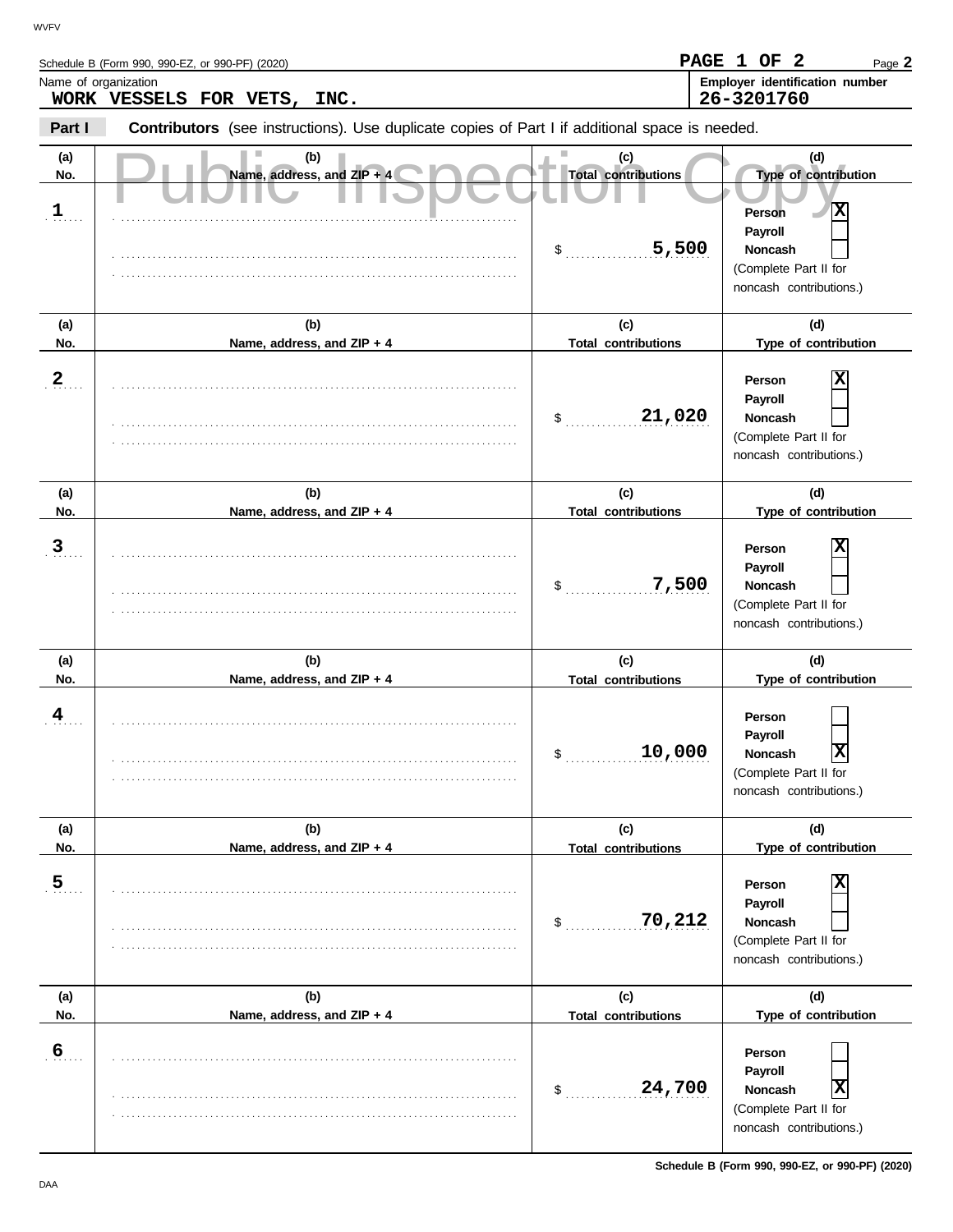Schedule B (Form 990, 990-EZ, or 990-PF) (2020)

PAGE 1 OF 2

Name of organization: WORK VESSELS FOR VETS, INC.

Employer identification number: 26-3201760

**Part I** **Contributors** (see instructions). Use duplicate copies of Part I if additional space is needed.

Public Inspection Copy

| (a) No. | (b) Name, address, and ZIP + 4 | (c) Total contributions | (d) Type of contribution |
|---|---|---|---|
| 1 | | $ 5,500 | Person [X] Payroll [ ] Noncash [ ] (Complete Part II for noncash contributions.) |
| 2 | | $ 21,020 | Person [X] Payroll [ ] Noncash [ ] (Complete Part II for noncash contributions.) |
| 3 | | $ 7,500 | Person [X] Payroll [ ] Noncash [ ] (Complete Part II for noncash contributions.) |
| 4 | | $ 10,000 | Person [ ] Payroll [ ] Noncash [X] (Complete Part II for noncash contributions.) |
| 5 | | $ 70,212 | Person [X] Payroll [ ] Noncash [ ] (Complete Part II for noncash contributions.) |
| 6 | | $ 24,700 | Person [ ] Payroll [ ] Noncash [X] (Complete Part II for noncash contributions.) |

Schedule B (Form 990, 990-EZ, or 990-PF) (2020)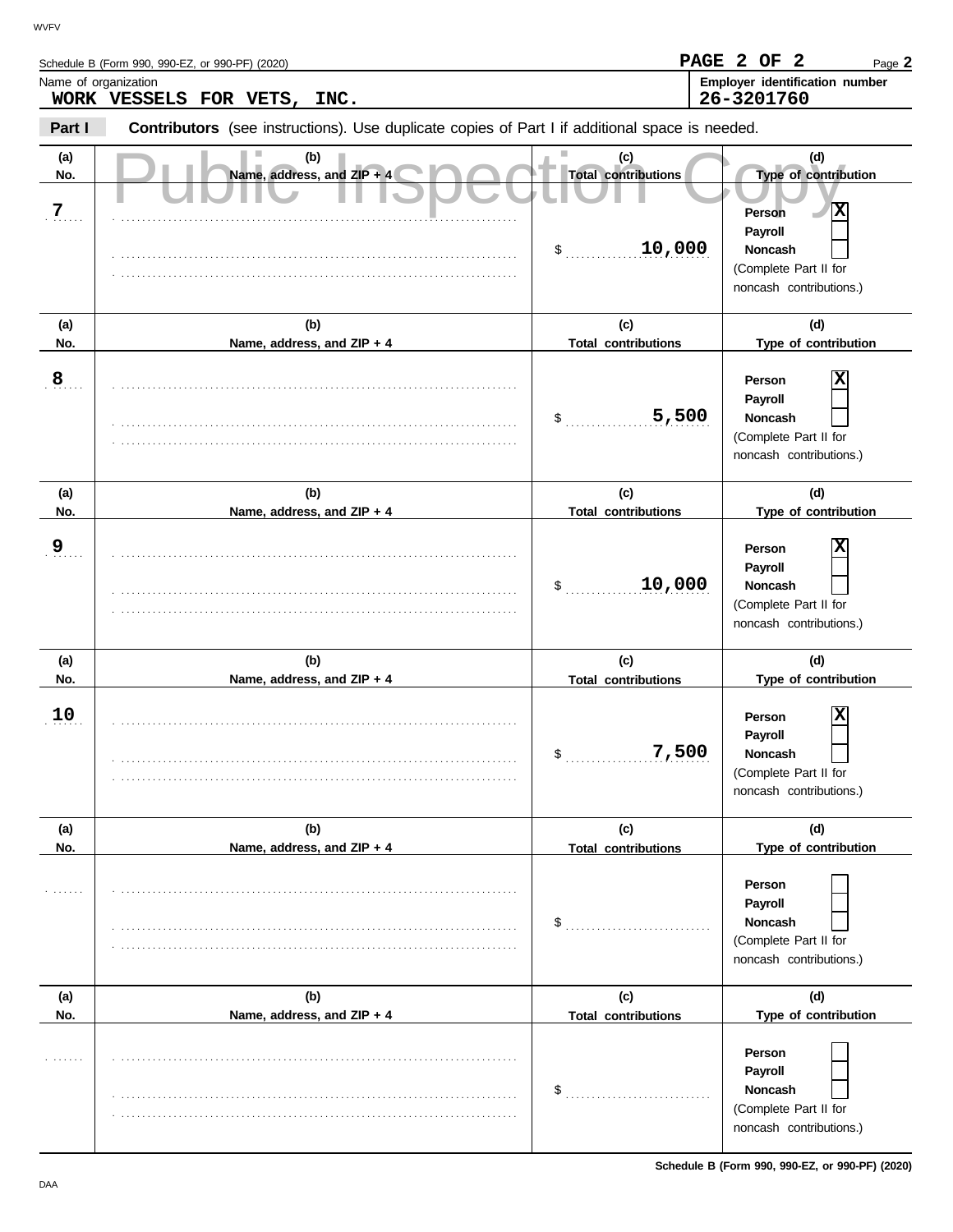Schedule B (Form 990, 990-EZ, or 990-PF) (2020)

Page **2**

Name of organization
**WORK VESSELS FOR VETS, INC.**

Employer identification number
**26-3201760**

**Part I** **Contributors** (see instructions). Use duplicate copies of Part I if additional space is needed.

Public Inspection Copy

| (a) No. | (b) Name, address, and ZIP + 4 | (c) Total contributions | (d) Type of contribution |
|---|---|---|---|
| 7 | | $ 10,000 | Person [X] Payroll [ ] Noncash [ ] (Complete Part II for noncash contributions.) |
| 8 | | $ 5,500 | Person [X] Payroll [ ] Noncash [ ] (Complete Part II for noncash contributions.) |
| 9 | | $ 10,000 | Person [X] Payroll [ ] Noncash [ ] (Complete Part II for noncash contributions.) |
| 10 | | $ 7,500 | Person [X] Payroll [ ] Noncash [ ] (Complete Part II for noncash contributions.) |
| | | $ | Person [ ] Payroll [ ] Noncash [ ] (Complete Part II for noncash contributions.) |
| | | $ | Person [ ] Payroll [ ] Noncash [ ] (Complete Part II for noncash contributions.) |

**Schedule B (Form 990, 990-EZ, or 990-PF) (2020)**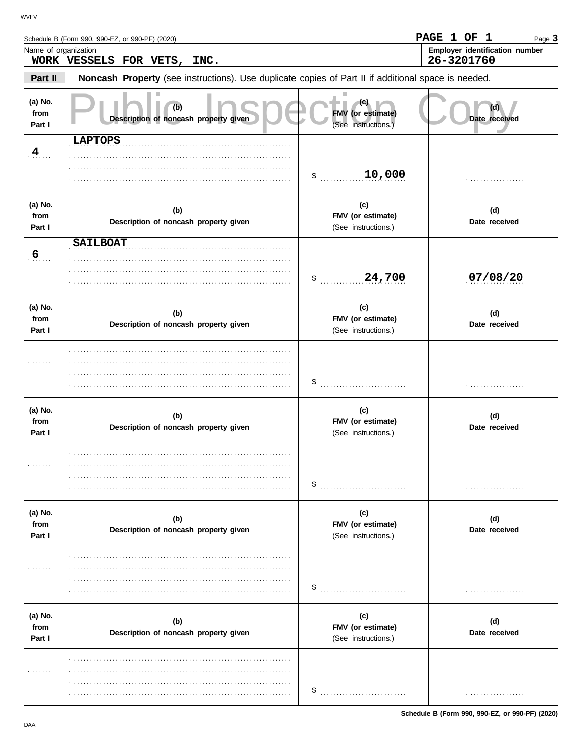Schedule B (Form 990, 990-EZ, or 990-PF) (2020)

**PAGE 1 OF 1**

Name of organization
**WORK VESSELS FOR VETS, INC.**

**Employer identification number**
**26-3201760**

**Part II** **Noncash Property** (see instructions). Use duplicate copies of Part II if additional space is needed.

Public Inspection Copy

| (a) No. from Part I | (b) Description of noncash property given | (c) FMV (or estimate) (See instructions.) | (d) Date received |
|---|---|---|---|
| 4 | LAPTOPS | $ 10,000 | |
| 6 | SAILBOAT | $ 24,700 | 07/08/20 |
| | | $ | |
| | | $ | |
| | | $ | |
| | | $ | |

Schedule B (Form 990, 990-EZ, or 990-PF) (2020)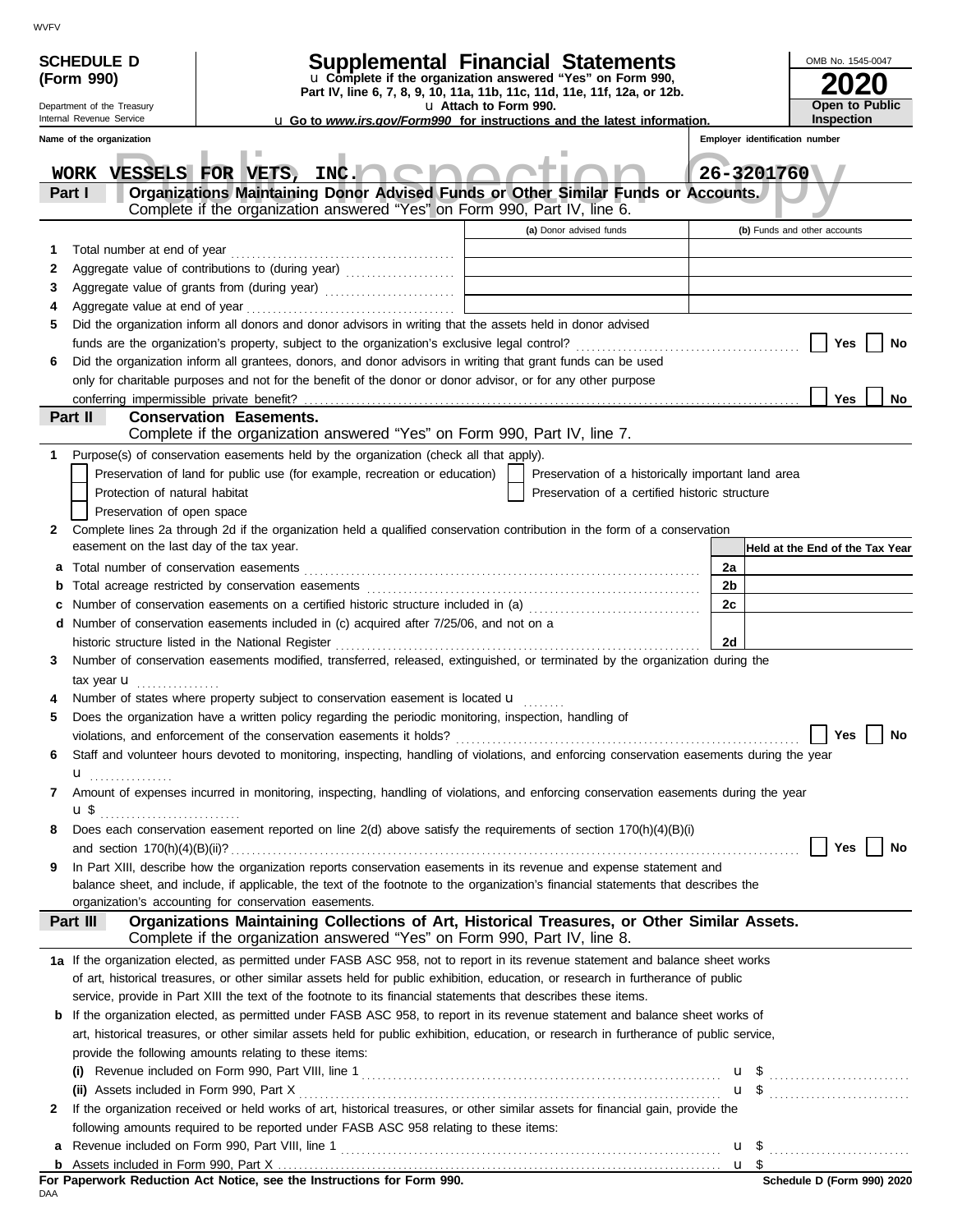WVFV

**SCHEDULE D (Form 990)**

Department of the Treasury
Internal Revenue Service

# Supplemental Financial Statements

u Complete if the organization answered "Yes" on Form 990, Part IV, line 6, 7, 8, 9, 10, 11a, 11b, 11c, 11d, 11e, 11f, 12a, or 12b.

u Attach to Form 990.

u Go to *www.irs.gov/Form990* for instructions and the latest information.

OMB No. 1545-0047

**2020**

**Open to Public Inspection**

Name of the organization: **WORK VESSELS FOR VETS, INC.**

Employer identification number: **26-3201760**

## Part I Organizations Maintaining Donor Advised Funds or Other Similar Funds or Accounts.

Complete if the organization answered "Yes" on Form 990, Part IV, line 6.

| | | (a) Donor advised funds | (b) Funds and other accounts |
|---|---|---|---|
| 1 | Total number at end of year | | |
| 2 | Aggregate value of contributions to (during year) | | |
| 3 | Aggregate value of grants from (during year) | | |
| 4 | Aggregate value at end of year | | |

5 Did the organization inform all donors and donor advisors in writing that the assets held in donor advised funds are the organization's property, subject to the organization's exclusive legal control? Yes No

6 Did the organization inform all grantees, donors, and donor advisors in writing that grant funds can be used only for charitable purposes and not for the benefit of the donor or donor advisor, or for any other purpose conferring impermissible private benefit? Yes No

## Part II Conservation Easements.

Complete if the organization answered "Yes" on Form 990, Part IV, line 7.

1 Purpose(s) of conservation easements held by the organization (check all that apply).

- Preservation of land for public use (for example, recreation or education)
- Preservation of a historically important land area
- Protection of natural habitat
- Preservation of a certified historic structure
- Preservation of open space

2 Complete lines 2a through 2d if the organization held a qualified conservation contribution in the form of a conservation easement on the last day of the tax year.

| | | | Held at the End of the Tax Year |
|---|---|---|---|
| a | Total number of conservation easements | 2a | |
| b | Total acreage restricted by conservation easements | 2b | |
| c | Number of conservation easements on a certified historic structure included in (a) | 2c | |
| d | Number of conservation easements included in (c) acquired after 7/25/06, and not on a historic structure listed in the National Register | 2d | |

3 Number of conservation easements modified, transferred, released, extinguished, or terminated by the organization during the tax year u

4 Number of states where property subject to conservation easement is located u

5 Does the organization have a written policy regarding the periodic monitoring, inspection, handling of violations, and enforcement of the conservation easements it holds? Yes No

6 Staff and volunteer hours devoted to monitoring, inspecting, handling of violations, and enforcing conservation easements during the year u

7 Amount of expenses incurred in monitoring, inspecting, handling of violations, and enforcing conservation easements during the year u $

8 Does each conservation easement reported on line 2(d) above satisfy the requirements of section 170(h)(4)(B)(i) and section 170(h)(4)(B)(ii)? Yes No

9 In Part XIII, describe how the organization reports conservation easements in its revenue and expense statement and balance sheet, and include, if applicable, the text of the footnote to the organization's financial statements that describes the organization's accounting for conservation easements.

## Part III Organizations Maintaining Collections of Art, Historical Treasures, or Other Similar Assets.

Complete if the organization answered "Yes" on Form 990, Part IV, line 8.

1a If the organization elected, as permitted under FASB ASC 958, not to report in its revenue statement and balance sheet works of art, historical treasures, or other similar assets held for public exhibition, education, or research in furtherance of public service, provide in Part XIII the text of the footnote to its financial statements that describes these items.

b If the organization elected, as permitted under FASB ASC 958, to report in its revenue statement and balance sheet works of art, historical treasures, or other similar assets held for public exhibition, education, or research in furtherance of public service, provide the following amounts relating to these items:

(i) Revenue included on Form 990, Part VIII, line 1 u $

(ii) Assets included in Form 990, Part X u $

2 If the organization received or held works of art, historical treasures, or other similar assets for financial gain, provide the following amounts required to be reported under FASB ASC 958 relating to these items:

a Revenue included on Form 990, Part VIII, line 1 u $

b Assets included in Form 990, Part X u $

**For Paperwork Reduction Act Notice, see the Instructions for Form 990.**

DAA

**Schedule D (Form 990) 2020**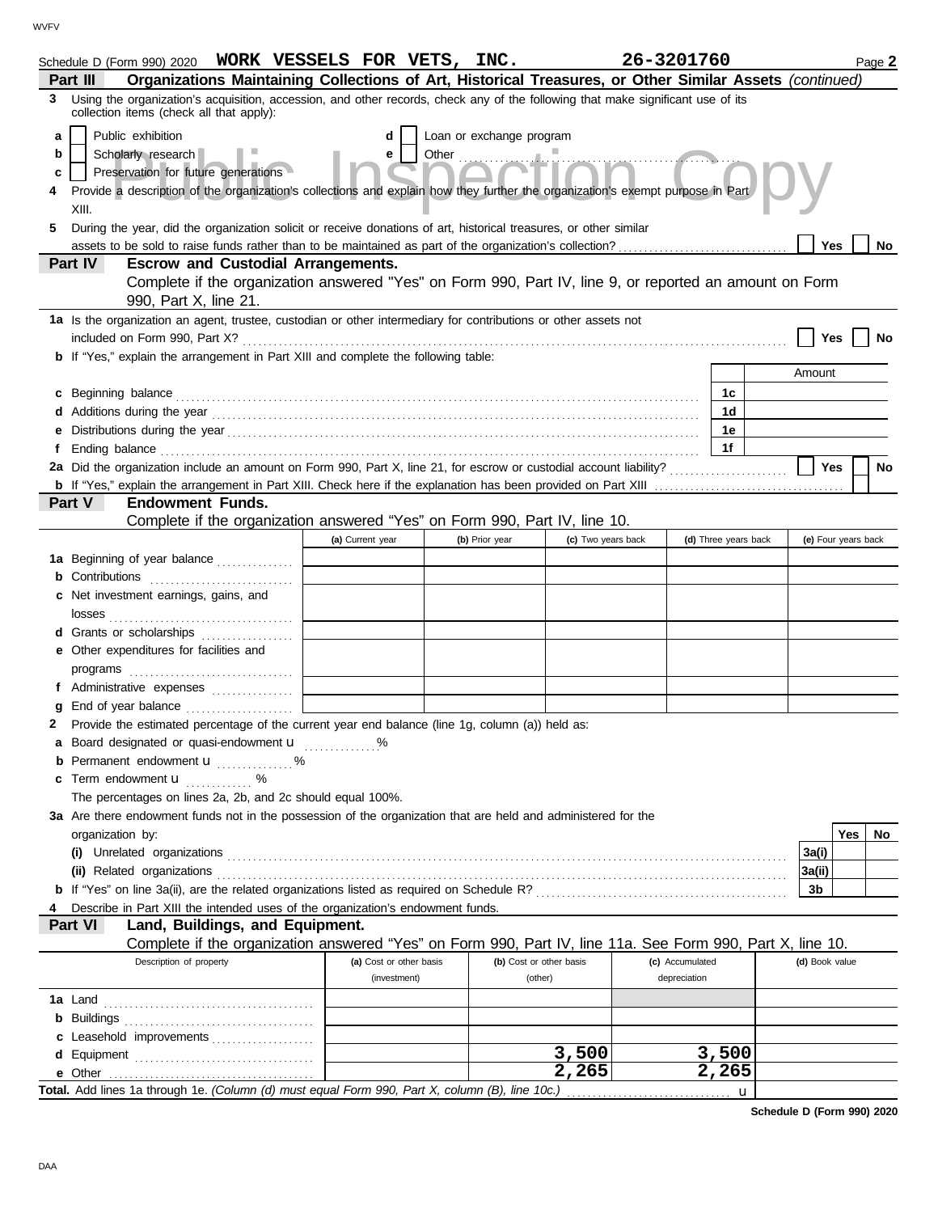Schedule D (Form 990) 2020 **WORK VESSELS FOR VETS, INC.** **26-3201760** Page **2**

## Part III Organizations Maintaining Collections of Art, Historical Treasures, or Other Similar Assets *(continued)*

**3** Using the organization's acquisition, accession, and other records, check any of the following that make significant use of its collection items (check all that apply):

- **a** ☐ Public exhibition
- **b** ☐ Scholarly research
- **c** ☐ Preservation for future generations
- **d** ☐ Loan or exchange program
- **e** ☐ Other ..............................

**4** Provide a description of the organization's collections and explain how they further the organization's exempt purpose in Part XIII.

**5** During the year, did the organization solicit or receive donations of art, historical treasures, or other similar assets to be sold to raise funds rather than to be maintained as part of the organization's collection? ☐ Yes ☐ No

## Part IV Escrow and Custodial Arrangements.

Complete if the organization answered "Yes" on Form 990, Part IV, line 9, or reported an amount on Form 990, Part X, line 21.

**1a** Is the organization an agent, trustee, custodian or other intermediary for contributions or other assets not included on Form 990, Part X? ☐ Yes ☐ No

**b** If "Yes," explain the arrangement in Part XIII and complete the following table:

| | | Amount |
|---|---|---|
| **c** Beginning balance | 1c | |
| **d** Additions during the year | 1d | |
| **e** Distributions during the year | 1e | |
| **f** Ending balance | 1f | |

**2a** Did the organization include an amount on Form 990, Part X, line 21, for escrow or custodial account liability? ☐ Yes ☐ No

**b** If "Yes," explain the arrangement in Part XIII. Check here if the explanation has been provided on Part XIII ☐

## Part V Endowment Funds.

Complete if the organization answered "Yes" on Form 990, Part IV, line 10.

| | (a) Current year | (b) Prior year | (c) Two years back | (d) Three years back | (e) Four years back |
|---|---|---|---|---|---|
| **1a** Beginning of year balance | | | | | |
| **b** Contributions | | | | | |
| **c** Net investment earnings, gains, and losses | | | | | |
| **d** Grants or scholarships | | | | | |
| **e** Other expenditures for facilities and programs | | | | | |
| **f** Administrative expenses | | | | | |
| **g** End of year balance | | | | | |

**2** Provide the estimated percentage of the current year end balance (line 1g, column (a)) held as:

- **a** Board designated or quasi-endowment u ..............%
- **b** Permanent endowment u ..............%
- **c** Term endowment u ............ %

The percentages on lines 2a, 2b, and 2c should equal 100%.

**3a** Are there endowment funds not in the possession of the organization that are held and administered for the organization by:

| | | Yes | No |
|---|---|---|---|
| **(i)** Unrelated organizations | 3a(i) | | |
| **(ii)** Related organizations | 3a(ii) | | |
| **b** If "Yes" on line 3a(ii), are the related organizations listed as required on Schedule R? | 3b | | |

**4** Describe in Part XIII the intended uses of the organization's endowment funds.

## Part VI Land, Buildings, and Equipment.

Complete if the organization answered "Yes" on Form 990, Part IV, line 11a. See Form 990, Part X, line 10.

| Description of property | (a) Cost or other basis (investment) | (b) Cost or other basis (other) | (c) Accumulated depreciation | (d) Book value |
|---|---|---|---|---|
| **1a** Land | | | | |
| **b** Buildings | | | | |
| **c** Leasehold improvements | | | | |
| **d** Equipment | | 3,500 | 3,500 | |
| **e** Other | | 2,265 | 2,265 | |
| **Total.** Add lines 1a through 1e. *(Column (d) must equal Form 990, Part X, column (B), line 10c.)* u | | | | |

**Schedule D (Form 990) 2020**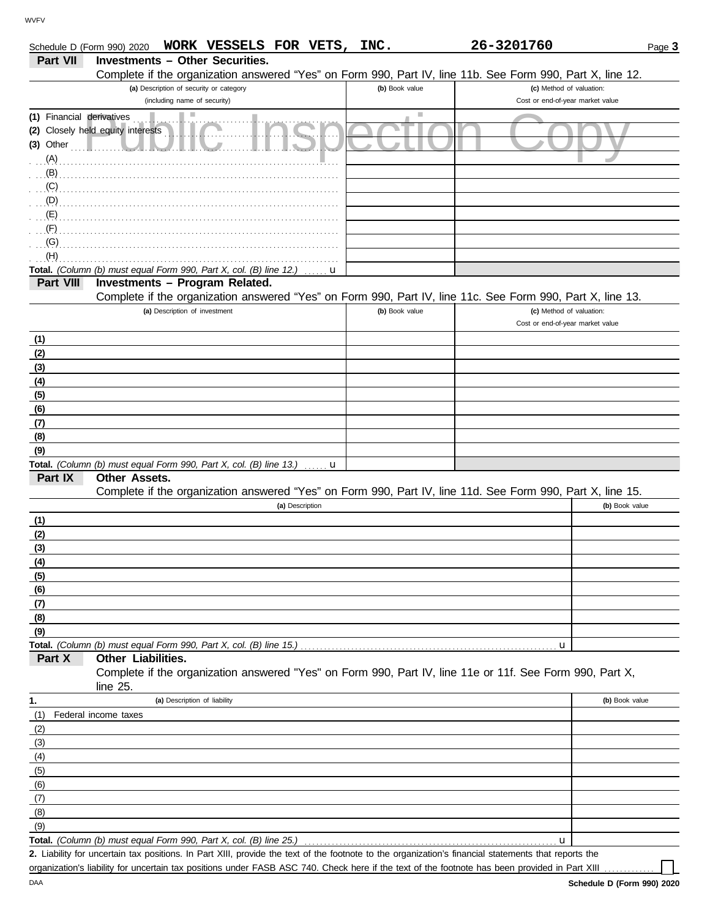Schedule D (Form 990) 2020 **WORK VESSELS FOR VETS, INC.** **26-3201760** Page **3**

## Part VII Investments – Other Securities.

Complete if the organization answered "Yes" on Form 990, Part IV, line 11b. See Form 990, Part X, line 12.

| (a) Description of security or category (including name of security) | (b) Book value | (c) Method of valuation: Cost or end-of-year market value |
|---|---|---|
| (1) Financial derivatives | | |
| (2) Closely held equity interests | | |
| (3) Other | | |
| (A) | | |
| (B) | | |
| (C) | | |
| (D) | | |
| (E) | | |
| (F) | | |
| (G) | | |
| (H) | | |
| **Total.** *(Column (b) must equal Form 990, Part X, col. (B) line 12.)* u | | |

Public Inspection Copy

## Part VIII Investments – Program Related.

Complete if the organization answered "Yes" on Form 990, Part IV, line 11c. See Form 990, Part X, line 13.

| (a) Description of investment | (b) Book value | (c) Method of valuation: Cost or end-of-year market value |
|---|---|---|
| (1) | | |
| (2) | | |
| (3) | | |
| (4) | | |
| (5) | | |
| (6) | | |
| (7) | | |
| (8) | | |
| (9) | | |
| **Total.** *(Column (b) must equal Form 990, Part X, col. (B) line 13.)* u | | |

## Part IX Other Assets.

Complete if the organization answered "Yes" on Form 990, Part IV, line 11d. See Form 990, Part X, line 15.

| (a) Description | (b) Book value |
|---|---|
| (1) | |
| (2) | |
| (3) | |
| (4) | |
| (5) | |
| (6) | |
| (7) | |
| (8) | |
| (9) | |
| **Total.** *(Column (b) must equal Form 990, Part X, col. (B) line 15.)* u | |

## Part X Other Liabilities.

Complete if the organization answered "Yes" on Form 990, Part IV, line 11e or 11f. See Form 990, Part X, line 25.

| 1. (a) Description of liability | (b) Book value |
|---|---|
| (1) Federal income taxes | |
| (2) | |
| (3) | |
| (4) | |
| (5) | |
| (6) | |
| (7) | |
| (8) | |
| (9) | |
| **Total.** *(Column (b) must equal Form 990, Part X, col. (B) line 25.)* u | |

**2.** Liability for uncertain tax positions. In Part XIII, provide the text of the footnote to the organization's financial statements that reports the organization's liability for uncertain tax positions under FASB ASC 740. Check here if the text of the footnote has been provided in Part XIII ☐

DAA **Schedule D (Form 990) 2020**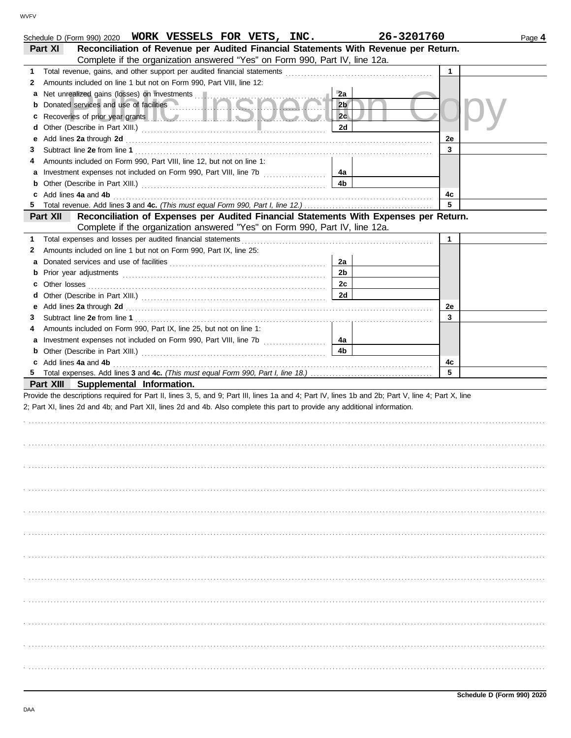Schedule D (Form 990) 2020 **WORK VESSELS FOR VETS, INC.** **26-3201760** Page **4**

**Part XI** **Reconciliation of Revenue per Audited Financial Statements With Revenue per Return.** Complete if the organization answered "Yes" on Form 990, Part IV, line 12a.

| | | | | | |
|---|---|---|---|---|---|
| **1** | Total revenue, gains, and other support per audited financial statements | | | 1 | |
| **2** | Amounts included on line 1 but not on Form 990, Part VIII, line 12: | | | | |
| **a** | Net unrealized gains (losses) on investments | 2a | | | |
| **b** | Donated services and use of facilities | 2b | | | |
| **c** | Recoveries of prior year grants | 2c | | | |
| **d** | Other (Describe in Part XIII.) | 2d | | | |
| **e** | Add lines **2a** through **2d** | | | 2e | |
| **3** | Subtract line **2e** from line **1** | | | 3 | |
| **4** | Amounts included on Form 990, Part VIII, line 12, but not on line 1: | | | | |
| **a** | Investment expenses not included on Form 990, Part VIII, line 7b | 4a | | | |
| **b** | Other (Describe in Part XIII.) | 4b | | | |
| **c** | Add lines **4a** and **4b** | | | 4c | |
| **5** | Total revenue. Add lines **3** and **4c.** *(This must equal Form 990, Part I, line 12.)* | | | 5 | |

**Part XII** **Reconciliation of Expenses per Audited Financial Statements With Expenses per Return.** Complete if the organization answered "Yes" on Form 990, Part IV, line 12a.

| | | | | | |
|---|---|---|---|---|---|
| **1** | Total expenses and losses per audited financial statements | | | 1 | |
| **2** | Amounts included on line 1 but not on Form 990, Part IX, line 25: | | | | |
| **a** | Donated services and use of facilities | 2a | | | |
| **b** | Prior year adjustments | 2b | | | |
| **c** | Other losses | 2c | | | |
| **d** | Other (Describe in Part XIII.) | 2d | | | |
| **e** | Add lines **2a** through **2d** | | | 2e | |
| **3** | Subtract line **2e** from line **1** | | | 3 | |
| **4** | Amounts included on Form 990, Part IX, line 25, but not on line 1: | | | | |
| **a** | Investment expenses not included on Form 990, Part VIII, line 7b | 4a | | | |
| **b** | Other (Describe in Part XIII.) | 4b | | | |
| **c** | Add lines **4a** and **4b** | | | 4c | |
| **5** | Total expenses. Add lines **3** and **4c.** *(This must equal Form 990, Part I, line 18.)* | | | 5 | |

**Part XIII** **Supplemental Information.**

Provide the descriptions required for Part II, lines 3, 5, and 9; Part III, lines 1a and 4; Part IV, lines 1b and 2b; Part V, line 4; Part X, line 2; Part XI, lines 2d and 4b; and Part XII, lines 2d and 4b. Also complete this part to provide any additional information.

**Schedule D (Form 990) 2020**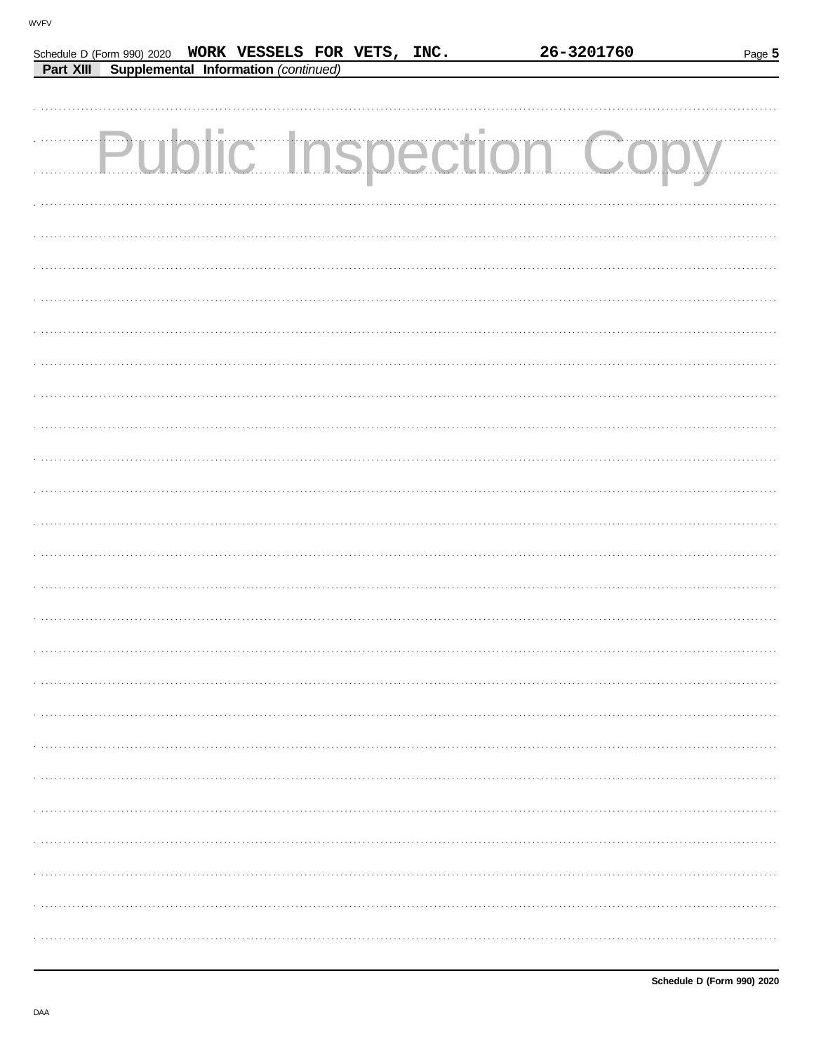Schedule D (Form 990) 2020 WORK VESSELS FOR VETS, INC. 26-3201760 Page 5

**Part XIII Supplemental Information** *(continued)*

Public Inspection Copy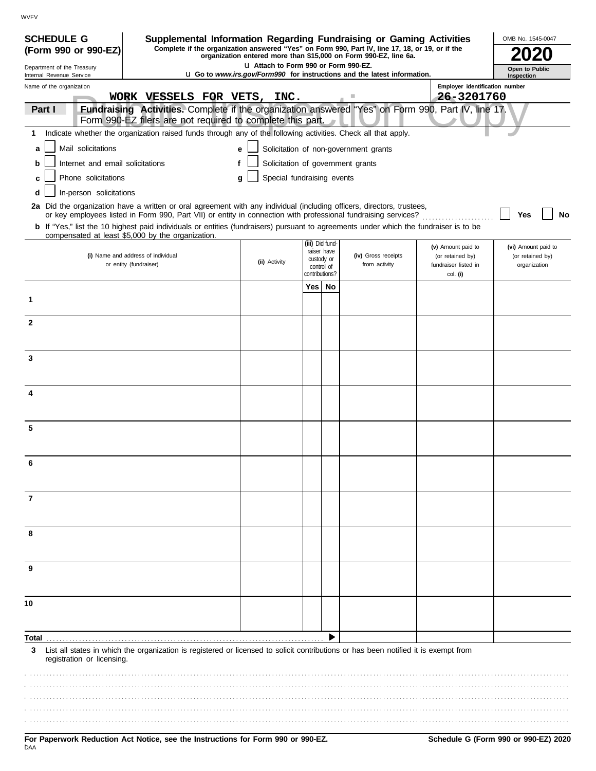WVFV

**SCHEDULE G (Form 990 or 990-EZ)**

Department of the Treasury
Internal Revenue Service

# Supplemental Information Regarding Fundraising or Gaming Activities

**Complete if the organization answered "Yes" on Form 990, Part IV, line 17, 18, or 19, or if the organization entered more than $15,000 on Form 990-EZ, line 6a.**

**u Attach to Form 990 or Form 990-EZ.**

**u Go to *www.irs.gov/Form990* for instructions and the latest information.**

OMB No. 1545-0047

**2020**

**Open to Public Inspection**

Name of the organization: WORK VESSELS FOR VETS, INC.

Employer identification number: 26-3201760

**Part I** **Fundraising Activities.** Complete if the organization answered "Yes" on Form 990, Part IV, line 17. Form 990-EZ filers are not required to complete this part.

**1** Indicate whether the organization raised funds through any of the following activities. Check all that apply.

- **a** ☐ Mail solicitations
- **b** ☐ Internet and email solicitations
- **c** ☐ Phone solicitations
- **d** ☐ In-person solicitations
- **e** ☐ Solicitation of non-government grants
- **f** ☐ Solicitation of government grants
- **g** ☐ Special fundraising events

**2a** Did the organization have a written or oral agreement with any individual (including officers, directors, trustees, or key employees listed in Form 990, Part VII) or entity in connection with professional fundraising services? ☐ Yes ☐ No

**b** If "Yes," list the 10 highest paid individuals or entities (fundraisers) pursuant to agreements under which the fundraiser is to be compensated at least $5,000 by the organization.

| | (i) Name and address of individual or entity (fundraiser) | (ii) Activity | (iii) Did fund-raiser have custody or control of contributions? Yes | No | (iv) Gross receipts from activity | (v) Amount paid to (or retained by) fundraiser listed in col. (i) | (vi) Amount paid to (or retained by) organization |
|---|---|---|---|---|---|---|---|
| 1 | | | | | | | |
| 2 | | | | | | | |
| 3 | | | | | | | |
| 4 | | | | | | | |
| 5 | | | | | | | |
| 6 | | | | | | | |
| 7 | | | | | | | |
| 8 | | | | | | | |
| 9 | | | | | | | |
| 10 | | | | | | | |
| **Total** | | | | ▶ | | | |

**3** List all states in which the organization is registered or licensed to solicit contributions or has been notified it is exempt from registration or licensing.

**For Paperwork Reduction Act Notice, see the Instructions for Form 990 or 990-EZ.**

**Schedule G (Form 990 or 990-EZ) 2020**

DAA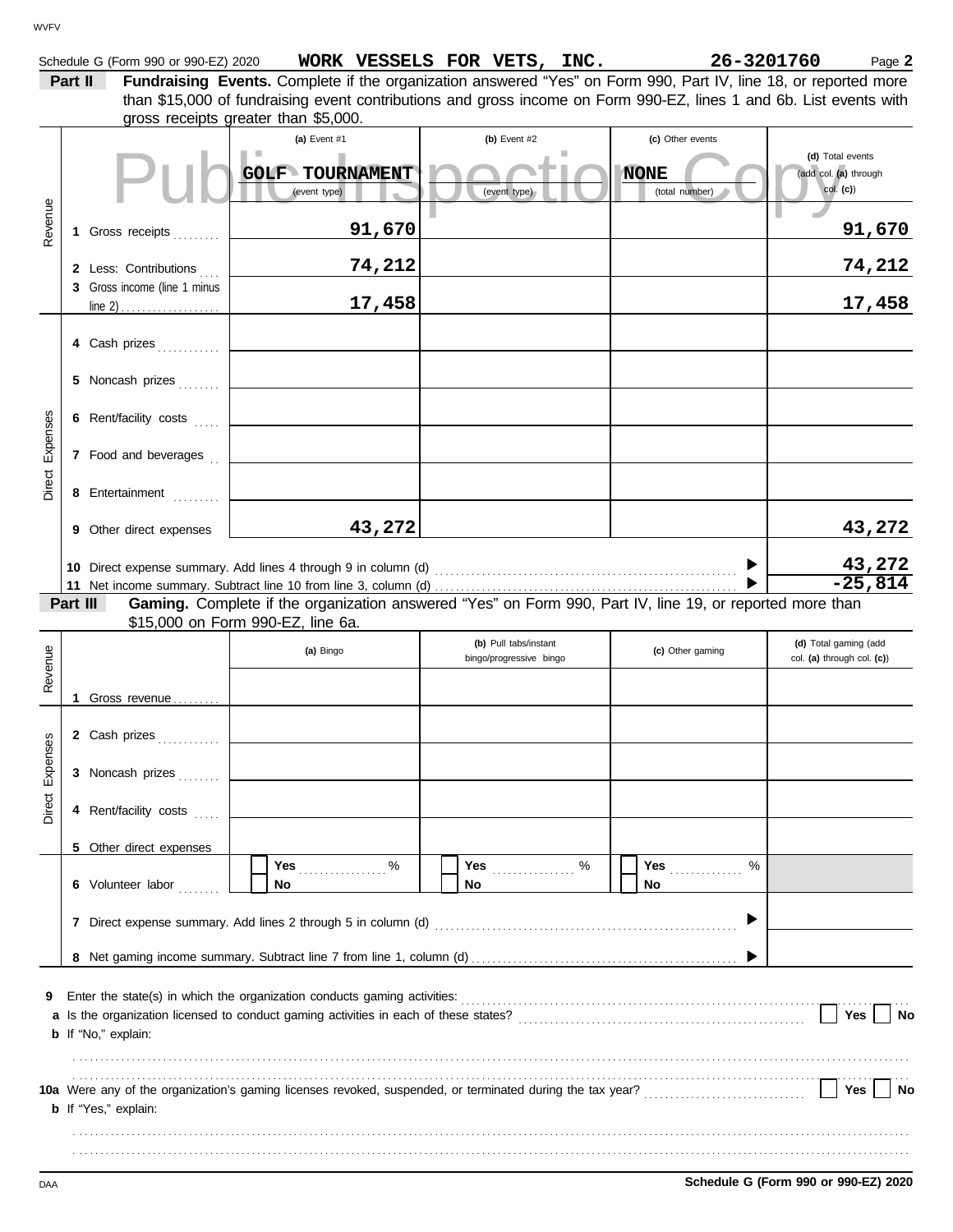Schedule G (Form 990 or 990-EZ) 2020 **WORK VESSELS FOR VETS, INC.** **26-3201760** Page **2**

**Part II** **Fundraising Events.** Complete if the organization answered "Yes" on Form 990, Part IV, line 18, or reported more than $15,000 of fundraising event contributions and gross income on Form 990-EZ, lines 1 and 6b. List events with gross receipts greater than $5,000.

Public Inspection Copy

| | | (a) Event #1 | (b) Event #2 | (c) Other events | (d) Total events (add col. (a) through col. (c)) |
|---|---|---|---|---|---|
| | | GOLF TOURNAMENT (event type) | (event type) | NONE (total number) | |
| Revenue | 1 Gross receipts | 91,670 | | | 91,670 |
| | 2 Less: Contributions | 74,212 | | | 74,212 |
| | 3 Gross income (line 1 minus line 2) | 17,458 | | | 17,458 |
| Direct Expenses | 4 Cash prizes | | | | |
| | 5 Noncash prizes | | | | |
| | 6 Rent/facility costs | | | | |
| | 7 Food and beverages | | | | |
| | 8 Entertainment | | | | |
| | 9 Other direct expenses | 43,272 | | | 43,272 |
| | 10 Direct expense summary. Add lines 4 through 9 in column (d) | | | ▶ | 43,272 |
| | 11 Net income summary. Subtract line 10 from line 3, column (d) | | | ▶ | -25,814 |

**Part III** **Gaming.** Complete if the organization answered "Yes" on Form 990, Part IV, line 19, or reported more than $15,000 on Form 990-EZ, line 6a.

| | | (a) Bingo | (b) Pull tabs/instant bingo/progressive bingo | (c) Other gaming | (d) Total gaming (add col. (a) through col. (c)) |
|---|---|---|---|---|---|
| Revenue | 1 Gross revenue | | | | |
| Direct Expenses | 2 Cash prizes | | | | |
| | 3 Noncash prizes | | | | |
| | 4 Rent/facility costs | | | | |
| | 5 Other direct expenses | | | | |
| | 6 Volunteer labor | Yes ..... % / No | Yes ..... % / No | Yes ..... % / No | |
| | 7 Direct expense summary. Add lines 2 through 5 in column (d) | | | ▶ | |
| | 8 Net gaming income summary. Subtract line 7 from line 1, column (d) | | | ▶ | |

**9** Enter the state(s) in which the organization conducts gaming activities: ..........

**a** Is the organization licensed to conduct gaming activities in each of these states? ☐ Yes ☐ No

**b** If "No," explain:

..........

**10a** Were any of the organization's gaming licenses revoked, suspended, or terminated during the tax year? ☐ Yes ☐ No

**b** If "Yes," explain:

..........

DAA **Schedule G (Form 990 or 990-EZ) 2020**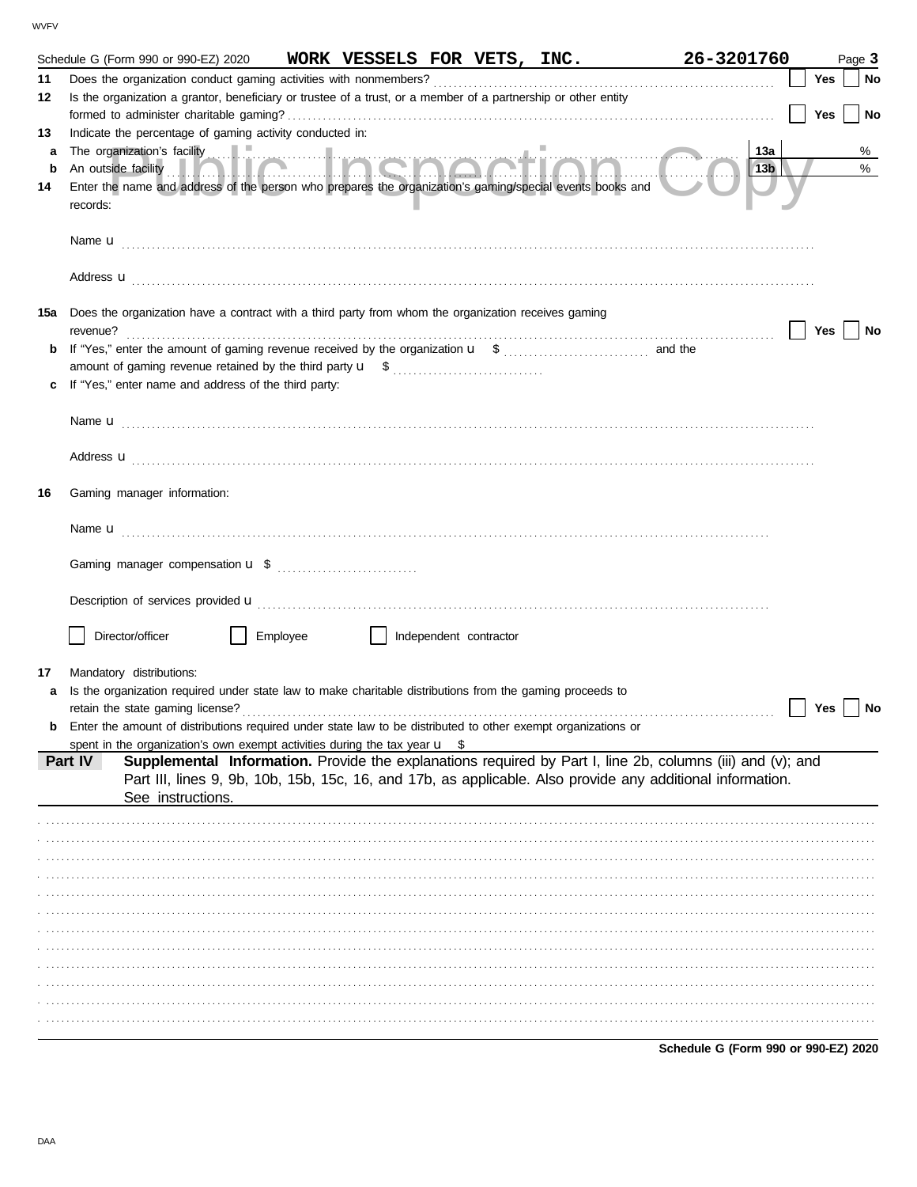Schedule G (Form 990 or 990-EZ) 2020 **WORK VESSELS FOR VETS, INC.** **26-3201760** Page **3**

**11** Does the organization conduct gaming activities with nonmembers? ☐ **Yes** ☐ **No**

**12** Is the organization a grantor, beneficiary or trustee of a trust, or a member of a partnership or other entity formed to administer charitable gaming? ☐ **Yes** ☐ **No**

**13** Indicate the percentage of gaming activity conducted in:

**a** The organization's facility **13a** %

**b** An outside facility **13b** %

**14** Enter the name and address of the person who prepares the organization's gaming/special events books and records:

Name u

Address u

**15a** Does the organization have a contract with a third party from whom the organization receives gaming revenue? ☐ **Yes** ☐ **No**

**b** If "Yes," enter the amount of gaming revenue received by the organization u $ and the amount of gaming revenue retained by the third party u $

**c** If "Yes," enter name and address of the third party:

Name u

Address u

**16** Gaming manager information:

Name u

Gaming manager compensation u $

Description of services provided u

☐ Director/officer ☐ Employee ☐ Independent contractor

**17** Mandatory distributions:

**a** Is the organization required under state law to make charitable distributions from the gaming proceeds to retain the state gaming license? ☐ **Yes** ☐ **No**

**b** Enter the amount of distributions required under state law to be distributed to other exempt organizations or spent in the organization's own exempt activities during the tax year u $

**Part IV** **Supplemental Information.** Provide the explanations required by Part I, line 2b, columns (iii) and (v); and Part III, lines 9, 9b, 10b, 15b, 15c, 16, and 17b, as applicable. Also provide any additional information. See instructions.

**Schedule G (Form 990 or 990-EZ) 2020**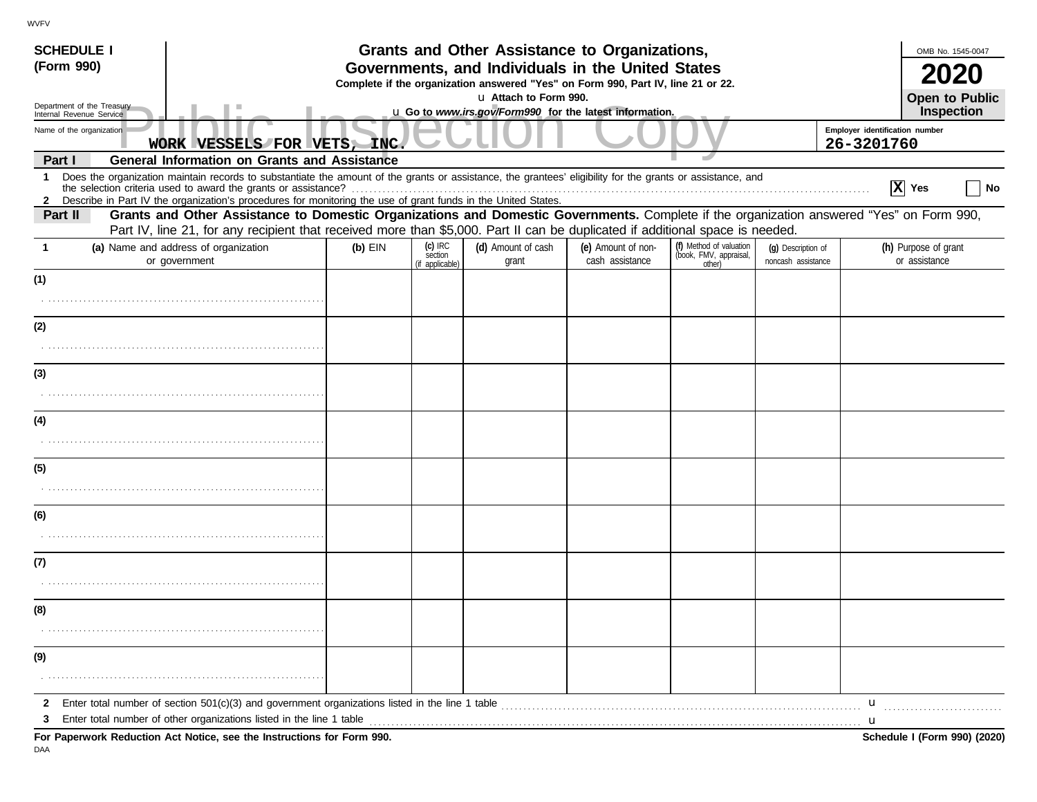WVFV

**SCHEDULE I (Form 990)**

Department of the Treasury
Internal Revenue Service

# Grants and Other Assistance to Organizations, Governments, and Individuals in the United States

**Complete if the organization answered "Yes" on Form 990, Part IV, line 21 or 22.**

u Attach to Form 990.

u Go to *www.irs.gov/Form990* for the latest information.

OMB No. 1545-0047

**2020**

**Open to Public Inspection**

Public Inspection Copy

Name of the organization: WORK VESSELS FOR VETS, INC.

Employer identification number: 26-3201760

**Part I General Information on Grants and Assistance**

1 Does the organization maintain records to substantiate the amount of the grants or assistance, the grantees' eligibility for the grants or assistance, and the selection criteria used to award the grants or assistance? [X] Yes [ ] No

2 Describe in Part IV the organization's procedures for monitoring the use of grant funds in the United States.

**Part II Grants and Other Assistance to Domestic Organizations and Domestic Governments.** Complete if the organization answered "Yes" on Form 990, Part IV, line 21, for any recipient that received more than $5,000. Part II can be duplicated if additional space is needed.

| 1 (a) Name and address of organization or government | (b) EIN | (c) IRC section (if applicable) | (d) Amount of cash grant | (e) Amount of non-cash assistance | (f) Method of valuation (book, FMV, appraisal, other) | (g) Description of noncash assistance | (h) Purpose of grant or assistance |
|---|---|---|---|---|---|---|---|
| (1) | | | | | | | |
| (2) | | | | | | | |
| (3) | | | | | | | |
| (4) | | | | | | | |
| (5) | | | | | | | |
| (6) | | | | | | | |
| (7) | | | | | | | |
| (8) | | | | | | | |
| (9) | | | | | | | |

2 Enter total number of section 501(c)(3) and government organizations listed in the line 1 table u

3 Enter total number of other organizations listed in the line 1 table u

**For Paperwork Reduction Act Notice, see the Instructions for Form 990.**

**Schedule I (Form 990) (2020)**

DAA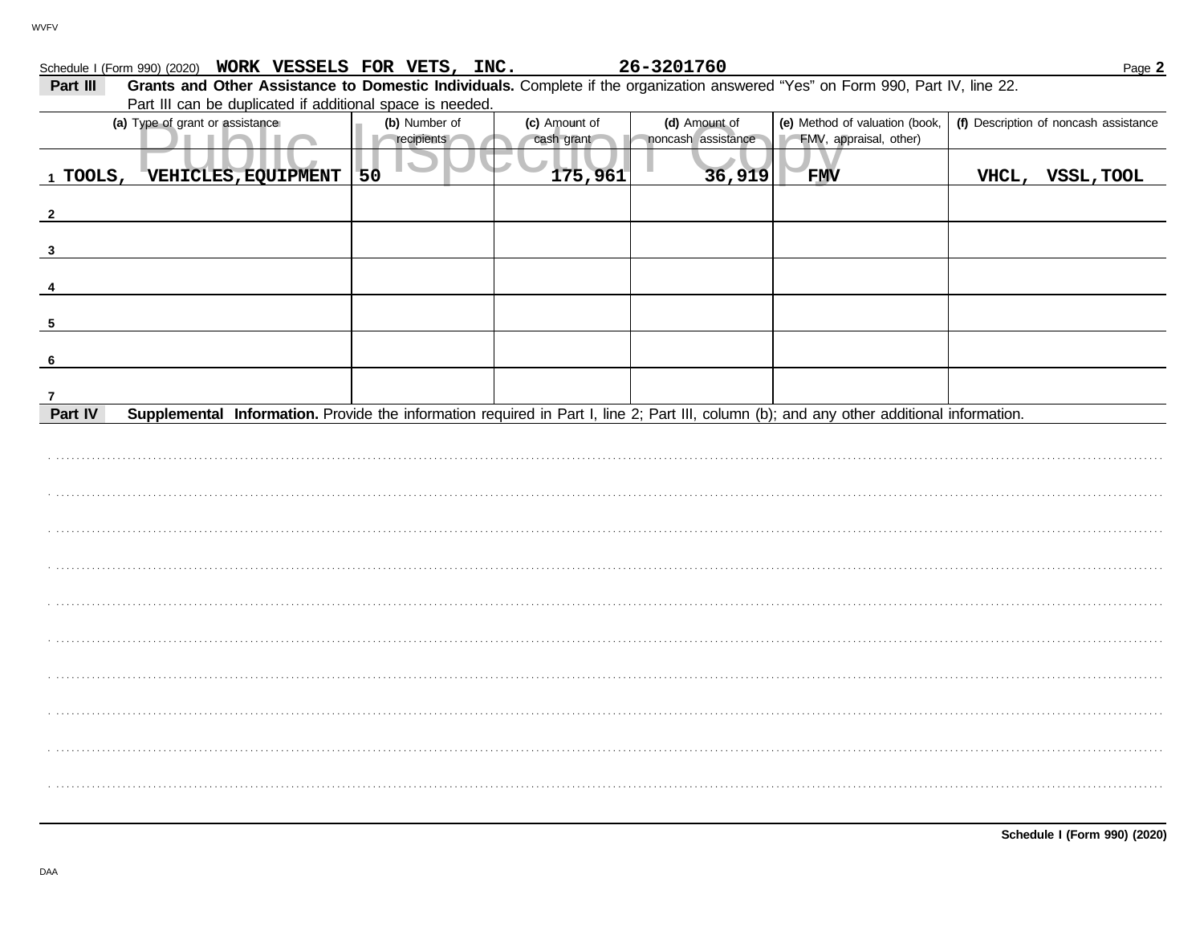Schedule I (Form 990) (2020) **WORK VESSELS FOR VETS, INC.** **26-3201760** Page **2**

**Part III** **Grants and Other Assistance to Domestic Individuals.** Complete if the organization answered "Yes" on Form 990, Part IV, line 22. Part III can be duplicated if additional space is needed.

| (a) Type of grant or assistance | (b) Number of recipients | (c) Amount of cash grant | (d) Amount of noncash assistance | (e) Method of valuation (book, FMV, appraisal, other) | (f) Description of noncash assistance |
|---|---|---|---|---|---|
| 1 TOOLS, VEHICLES,EQUIPMENT | 50 | 175,961 | 36,919 | FMV | VHCL, VSSL,TOOL |
| 2 | | | | | |
| 3 | | | | | |
| 4 | | | | | |
| 5 | | | | | |
| 6 | | | | | |
| 7 | | | | | |

**Part IV** **Supplemental Information.** Provide the information required in Part I, line 2; Part III, column (b); and any other additional information.

**Schedule I (Form 990) (2020)**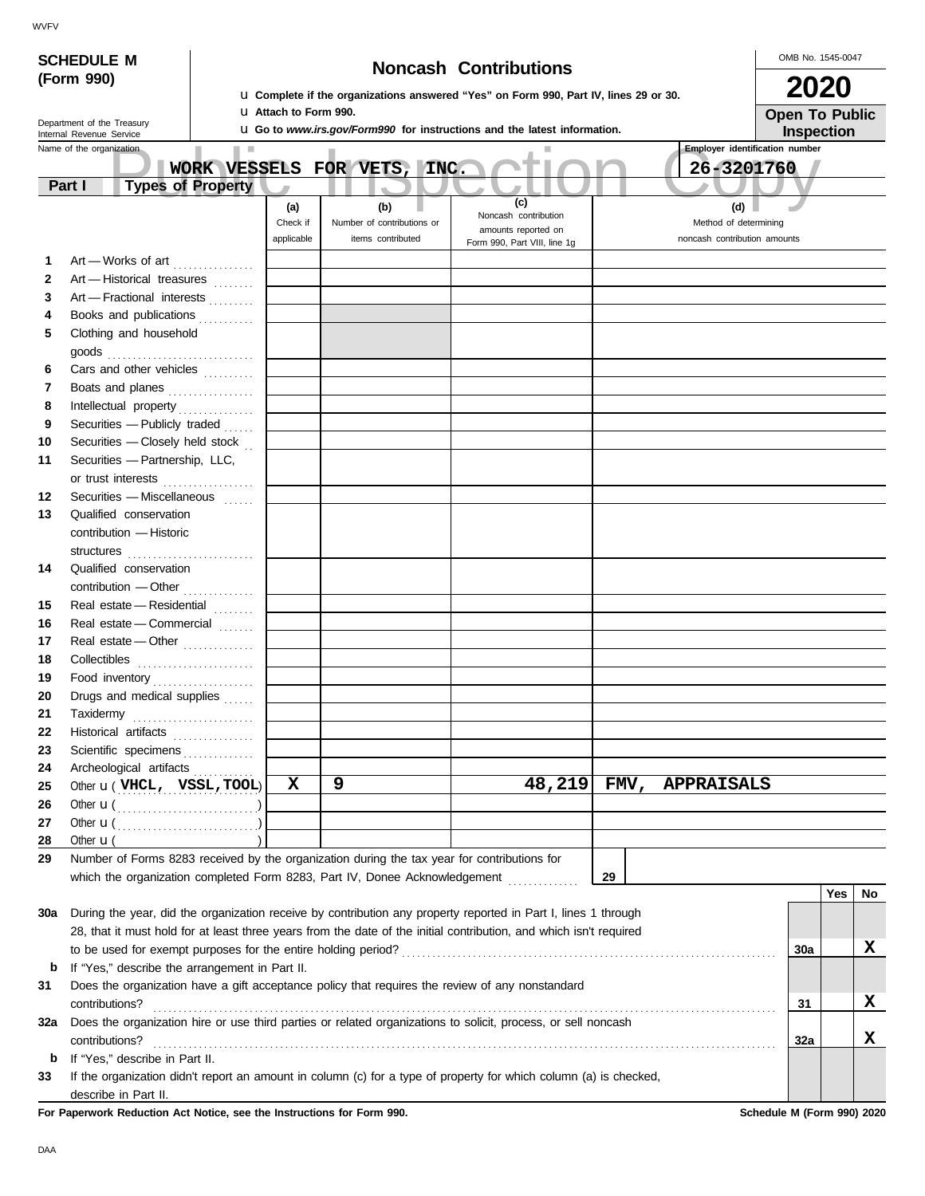**SCHEDULE M (Form 990)**

Department of the Treasury
Internal Revenue Service

# Noncash Contributions

u Complete if the organizations answered "Yes" on Form 990, Part IV, lines 29 or 30.
u Attach to Form 990.
u Go to *www.irs.gov/Form990* for instructions and the latest information.

OMB No. 1545-0047

**2020**

**Open To Public Inspection**

Name of the organization: **WORK VESSELS FOR VETS, INC.**

Employer identification number: **26-3201760**

## Part I Types of Property

| | | (a) Check if applicable | (b) Number of contributions or items contributed | (c) Noncash contribution amounts reported on Form 990, Part VIII, line 1g | (d) Method of determining noncash contribution amounts |
|---|---|---|---|---|---|
| 1 | Art — Works of art | | | | |
| 2 | Art — Historical treasures | | | | |
| 3 | Art — Fractional interests | | | | |
| 4 | Books and publications | | | | |
| 5 | Clothing and household goods | | | | |
| 6 | Cars and other vehicles | | | | |
| 7 | Boats and planes | | | | |
| 8 | Intellectual property | | | | |
| 9 | Securities — Publicly traded | | | | |
| 10 | Securities — Closely held stock | | | | |
| 11 | Securities — Partnership, LLC, or trust interests | | | | |
| 12 | Securities — Miscellaneous | | | | |
| 13 | Qualified conservation contribution — Historic structures | | | | |
| 14 | Qualified conservation contribution — Other | | | | |
| 15 | Real estate — Residential | | | | |
| 16 | Real estate — Commercial | | | | |
| 17 | Real estate — Other | | | | |
| 18 | Collectibles | | | | |
| 19 | Food inventory | | | | |
| 20 | Drugs and medical supplies | | | | |
| 21 | Taxidermy | | | | |
| 22 | Historical artifacts | | | | |
| 23 | Scientific specimens | | | | |
| 24 | Archeological artifacts | | | | |
| 25 | Other u ( VHCL, VSSL,TOOL ) | X | 9 | 48,219 | FMV, APPRAISALS |
| 26 | Other u ( ) | | | | |
| 27 | Other u ( ) | | | | |
| 28 | Other u ( ) | | | | |

29 Number of Forms 8283 received by the organization during the tax year for contributions for which the organization completed Form 8283, Part IV, Donee Acknowledgement . . . **29**

| | | | Yes | No |
|---|---|---|---|---|
| 30a | During the year, did the organization receive by contribution any property reported in Part I, lines 1 through 28, that it must hold for at least three years from the date of the initial contribution, and which isn't required to be used for exempt purposes for the entire holding period? | 30a | | X |
| b | If "Yes," describe the arrangement in Part II. | | | |
| 31 | Does the organization have a gift acceptance policy that requires the review of any nonstandard contributions? | 31 | | X |
| 32a | Does the organization hire or use third parties or related organizations to solicit, process, or sell noncash contributions? | 32a | | X |
| b | If "Yes," describe in Part II. | | | |
| 33 | If the organization didn't report an amount in column (c) for a type of property for which column (a) is checked, describe in Part II. | | | |

**For Paperwork Reduction Act Notice, see the Instructions for Form 990.**

**Schedule M (Form 990) 2020**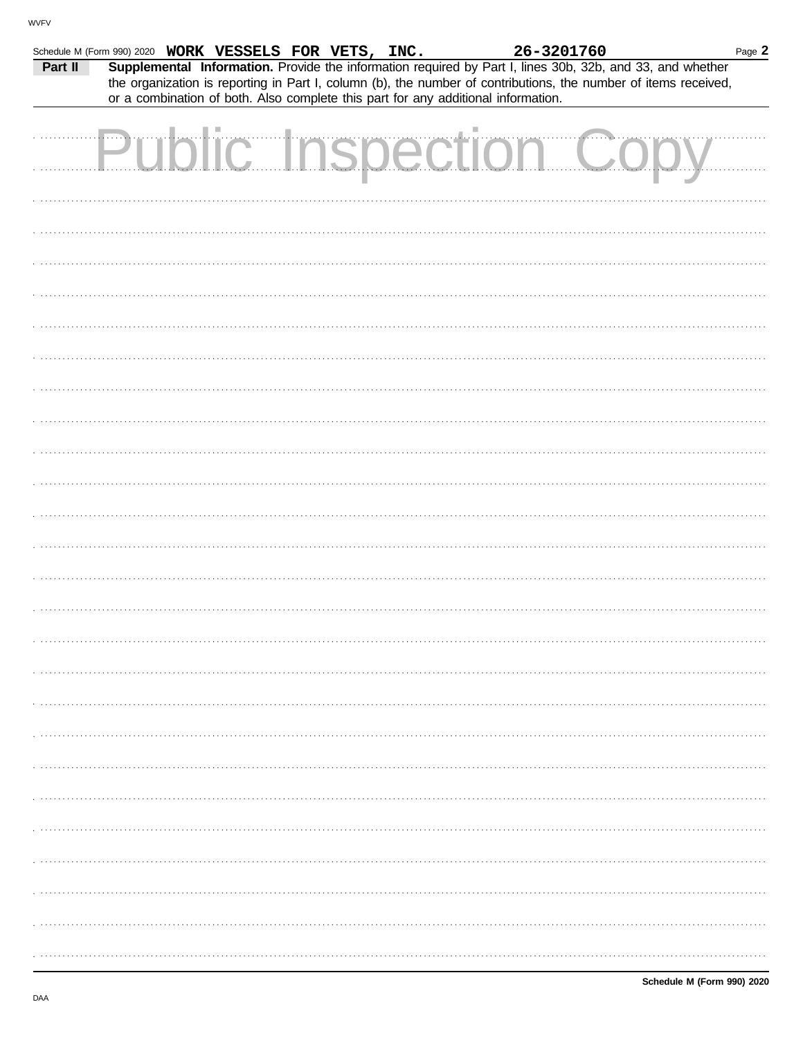Schedule M (Form 990) 2020 **WORK VESSELS FOR VETS, INC.** **26-3201760**

**Part II** **Supplemental Information.** Provide the information required by Part I, lines 30b, 32b, and 33, and whether the organization is reporting in Part I, column (b), the number of contributions, the number of items received, or a combination of both. Also complete this part for any additional information.

Public Inspection Copy

**Schedule M (Form 990) 2020**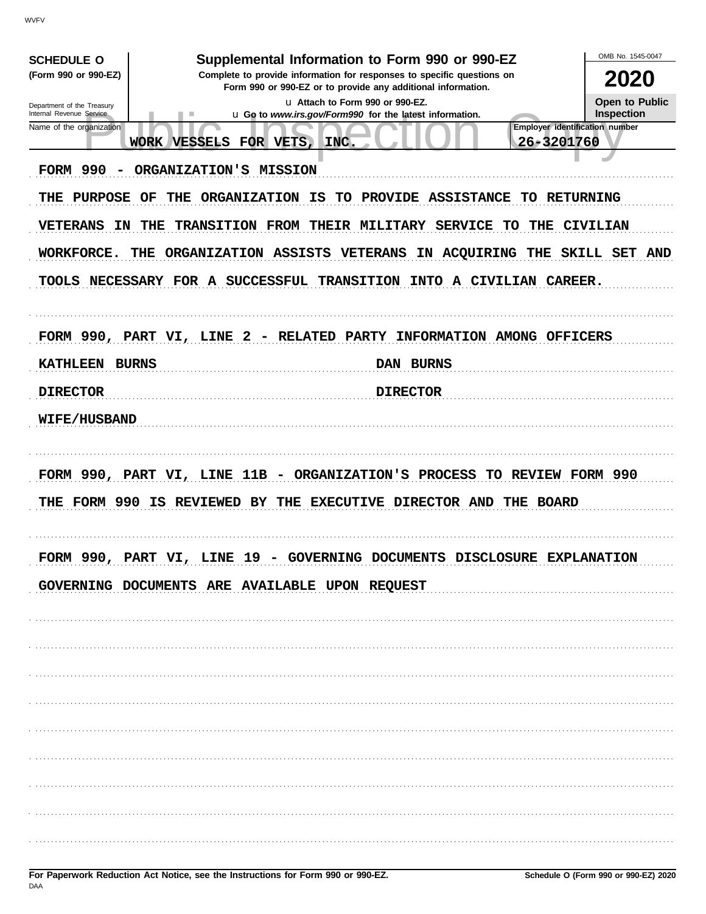**SCHEDULE O**
**(Form 990 or 990-EZ)**

Department of the Treasury
Internal Revenue Service

# Supplemental Information to Form 990 or 990-EZ

**Complete to provide information for responses to specific questions on Form 990 or 990-EZ or to provide any additional information.**

u Attach to Form 990 or 990-EZ.
u Go to *www.irs.gov/Form990* for the latest information.

OMB No. 1545-0047

**2020**

**Open to Public Inspection**

Name of the organization: WORK VESSELS FOR VETS, INC.

**Employer identification number** 26-3201760

FORM 990 - ORGANIZATION'S MISSION

THE PURPOSE OF THE ORGANIZATION IS TO PROVIDE ASSISTANCE TO RETURNING VETERANS IN THE TRANSITION FROM THEIR MILITARY SERVICE TO THE CIVILIAN WORKFORCE. THE ORGANIZATION ASSISTS VETERANS IN ACQUIRING THE SKILL SET AND TOOLS NECESSARY FOR A SUCCESSFUL TRANSITION INTO A CIVILIAN CAREER.

FORM 990, PART VI, LINE 2 - RELATED PARTY INFORMATION AMONG OFFICERS

| | |
|---|---|
| KATHLEEN BURNS | DAN BURNS |
| DIRECTOR | DIRECTOR |
| WIFE/HUSBAND | |

FORM 990, PART VI, LINE 11B - ORGANIZATION'S PROCESS TO REVIEW FORM 990

THE FORM 990 IS REVIEWED BY THE EXECUTIVE DIRECTOR AND THE BOARD

FORM 990, PART VI, LINE 19 - GOVERNING DOCUMENTS DISCLOSURE EXPLANATION

GOVERNING DOCUMENTS ARE AVAILABLE UPON REQUEST

**For Paperwork Reduction Act Notice, see the Instructions for Form 990 or 990-EZ.** **Schedule O (Form 990 or 990-EZ) 2020**